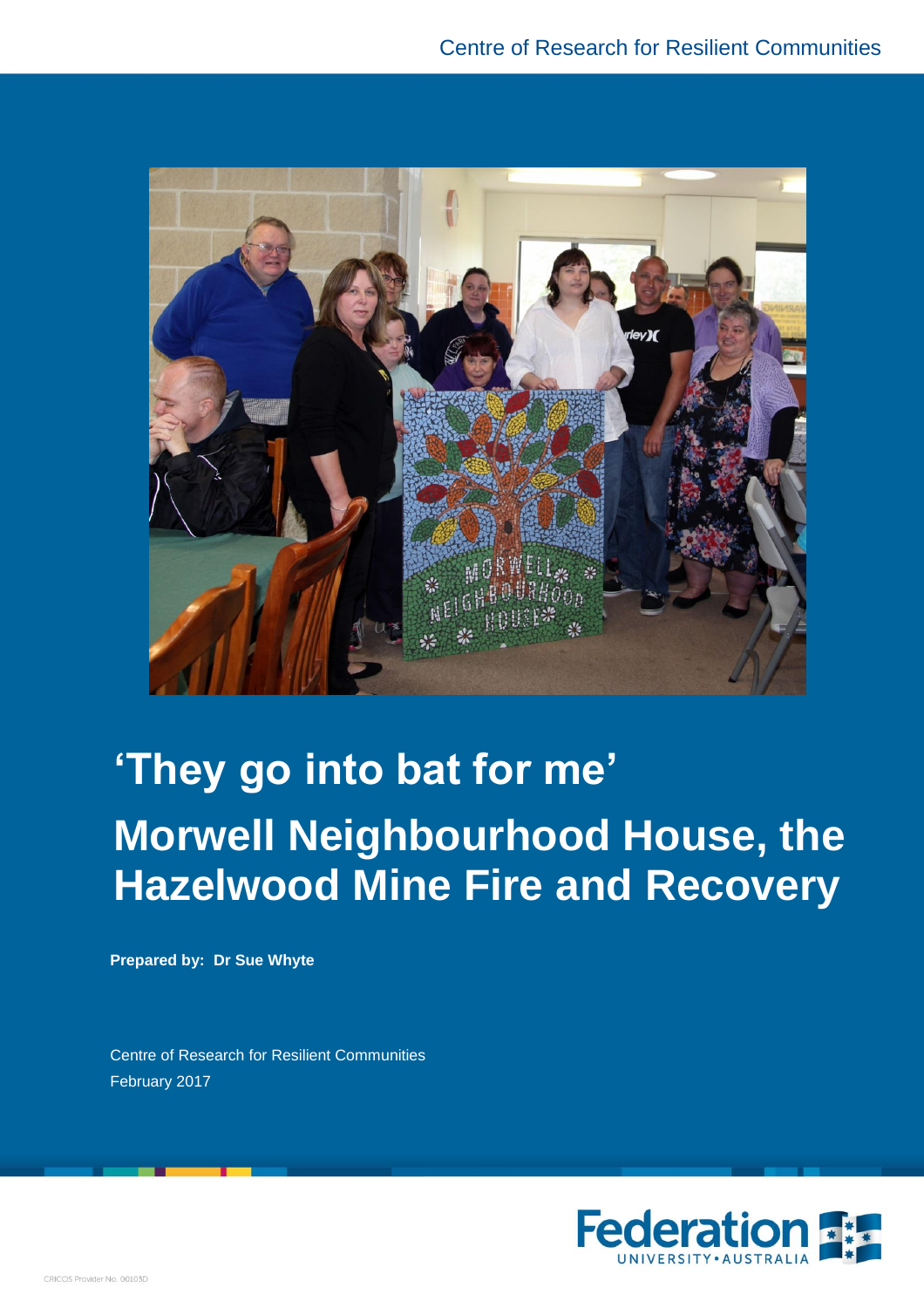Centre of Research for Resilient Communities

# ‘They go into bat for me’

## Morwell Neighbourhood House, the Hazelwood Mine Fire and Recovery

**Prepared by: Dr Sue Whyte**

Centre of Research for Resilient Communities

February 2017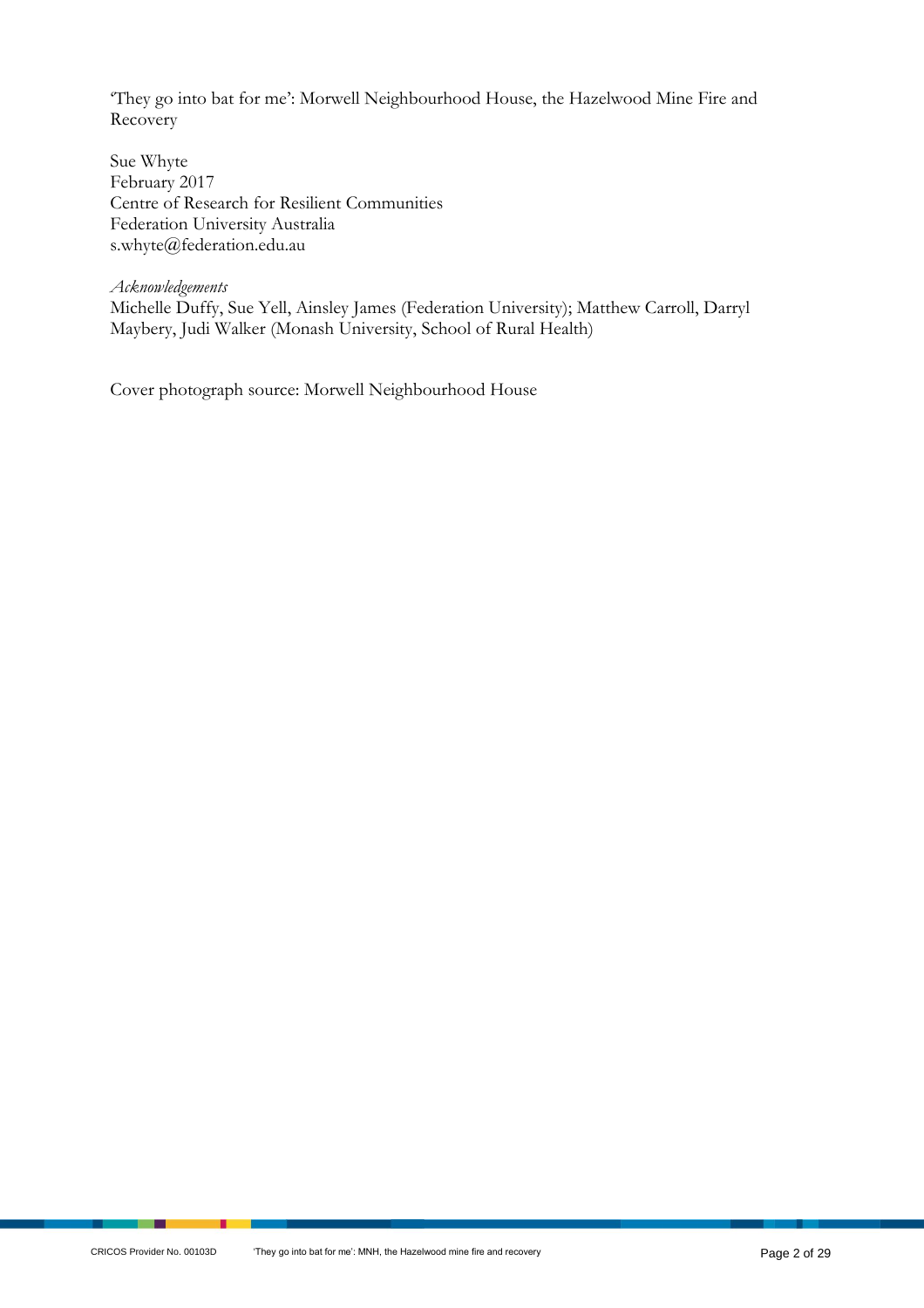'They go into bat for me': Morwell Neighbourhood House, the Hazelwood Mine Fire and Recovery

Sue Whyte
February 2017
Centre of Research for Resilient Communities
Federation University Australia
s.whyte@federation.edu.au

*Acknowledgements*
Michelle Duffy, Sue Yell, Ainsley James (Federation University); Matthew Carroll, Darryl Maybery, Judi Walker (Monash University, School of Rural Health)

Cover photograph source: Morwell Neighbourhood House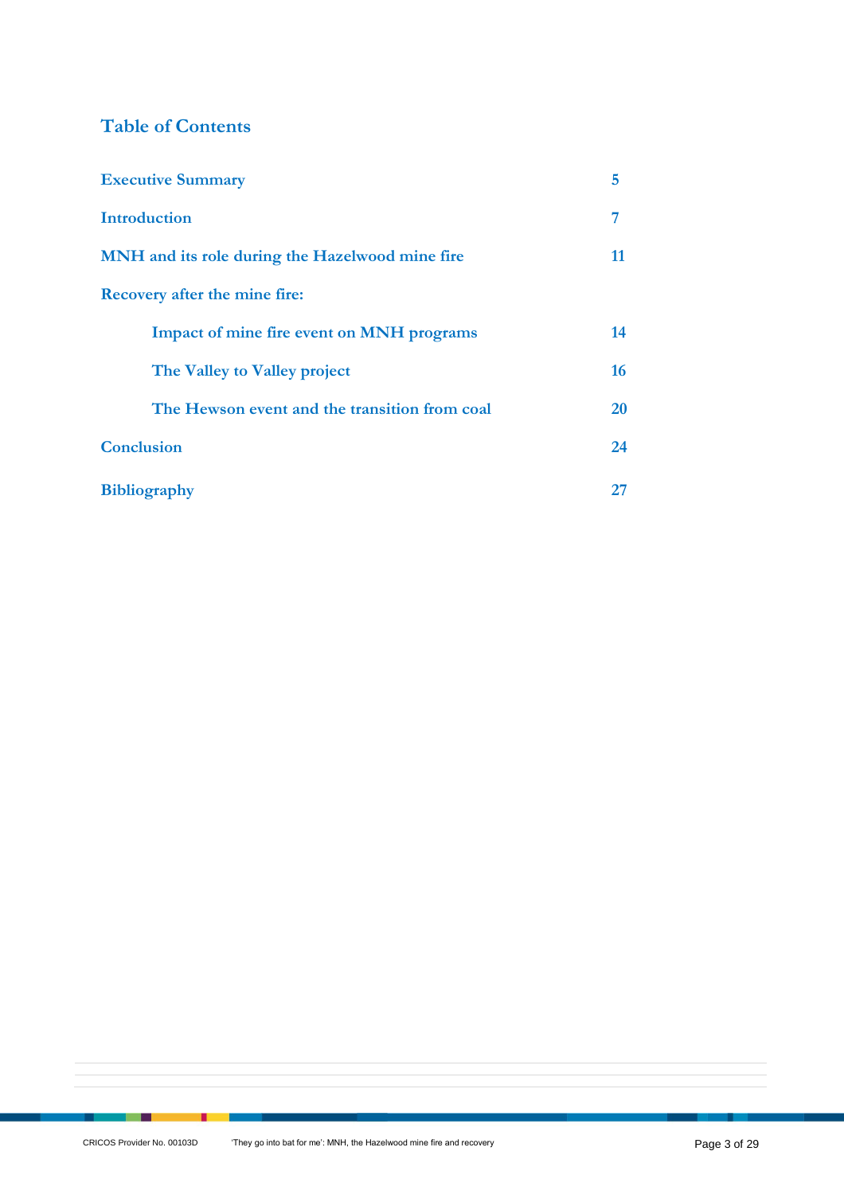## Table of Contents

| | |
|---|---|
| Executive Summary | 5 |
| Introduction | 7 |
| MNH and its role during the Hazelwood mine fire | 11 |
| Recovery after the mine fire: | |
| Impact of mine fire event on MNH programs | 14 |
| The Valley to Valley project | 16 |
| The Hewson event and the transition from coal | 20 |
| Conclusion | 24 |
| Bibliography | 27 |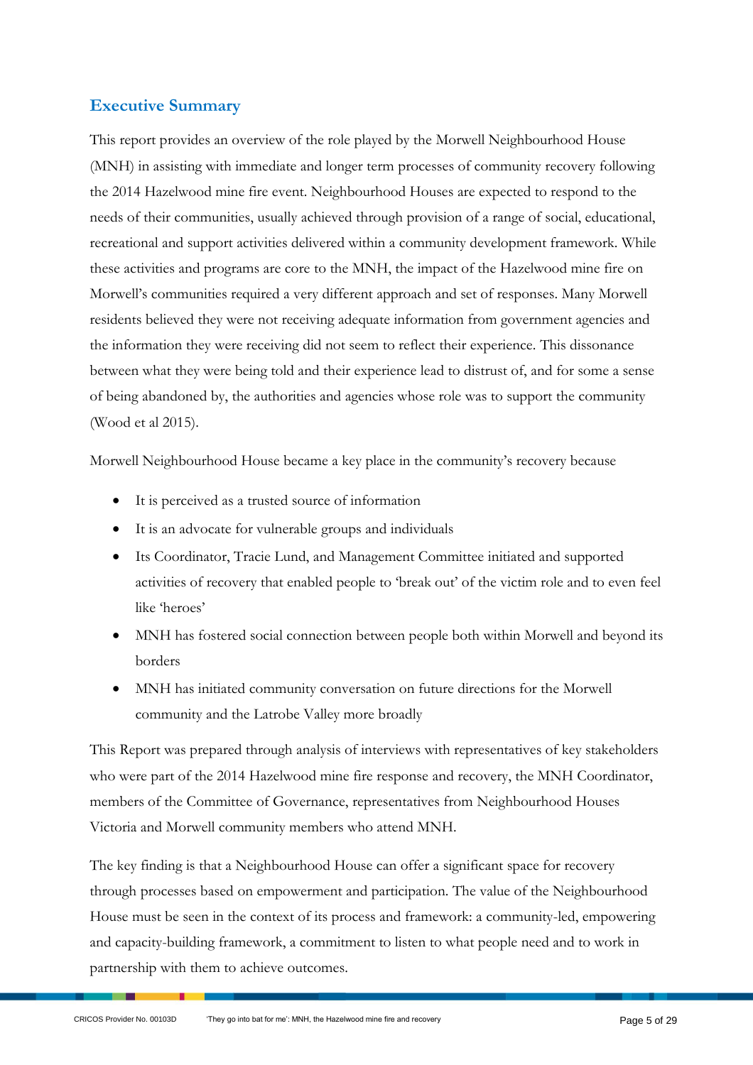## Executive Summary

This report provides an overview of the role played by the Morwell Neighbourhood House (MNH) in assisting with immediate and longer term processes of community recovery following the 2014 Hazelwood mine fire event. Neighbourhood Houses are expected to respond to the needs of their communities, usually achieved through provision of a range of social, educational, recreational and support activities delivered within a community development framework. While these activities and programs are core to the MNH, the impact of the Hazelwood mine fire on Morwell's communities required a very different approach and set of responses. Many Morwell residents believed they were not receiving adequate information from government agencies and the information they were receiving did not seem to reflect their experience. This dissonance between what they were being told and their experience lead to distrust of, and for some a sense of being abandoned by, the authorities and agencies whose role was to support the community (Wood et al 2015).

Morwell Neighbourhood House became a key place in the community's recovery because

- It is perceived as a trusted source of information
- It is an advocate for vulnerable groups and individuals
- Its Coordinator, Tracie Lund, and Management Committee initiated and supported activities of recovery that enabled people to 'break out' of the victim role and to even feel like 'heroes'
- MNH has fostered social connection between people both within Morwell and beyond its borders
- MNH has initiated community conversation on future directions for the Morwell community and the Latrobe Valley more broadly

This Report was prepared through analysis of interviews with representatives of key stakeholders who were part of the 2014 Hazelwood mine fire response and recovery, the MNH Coordinator, members of the Committee of Governance, representatives from Neighbourhood Houses Victoria and Morwell community members who attend MNH.

The key finding is that a Neighbourhood House can offer a significant space for recovery through processes based on empowerment and participation. The value of the Neighbourhood House must be seen in the context of its process and framework: a community-led, empowering and capacity-building framework, a commitment to listen to what people need and to work in partnership with them to achieve outcomes.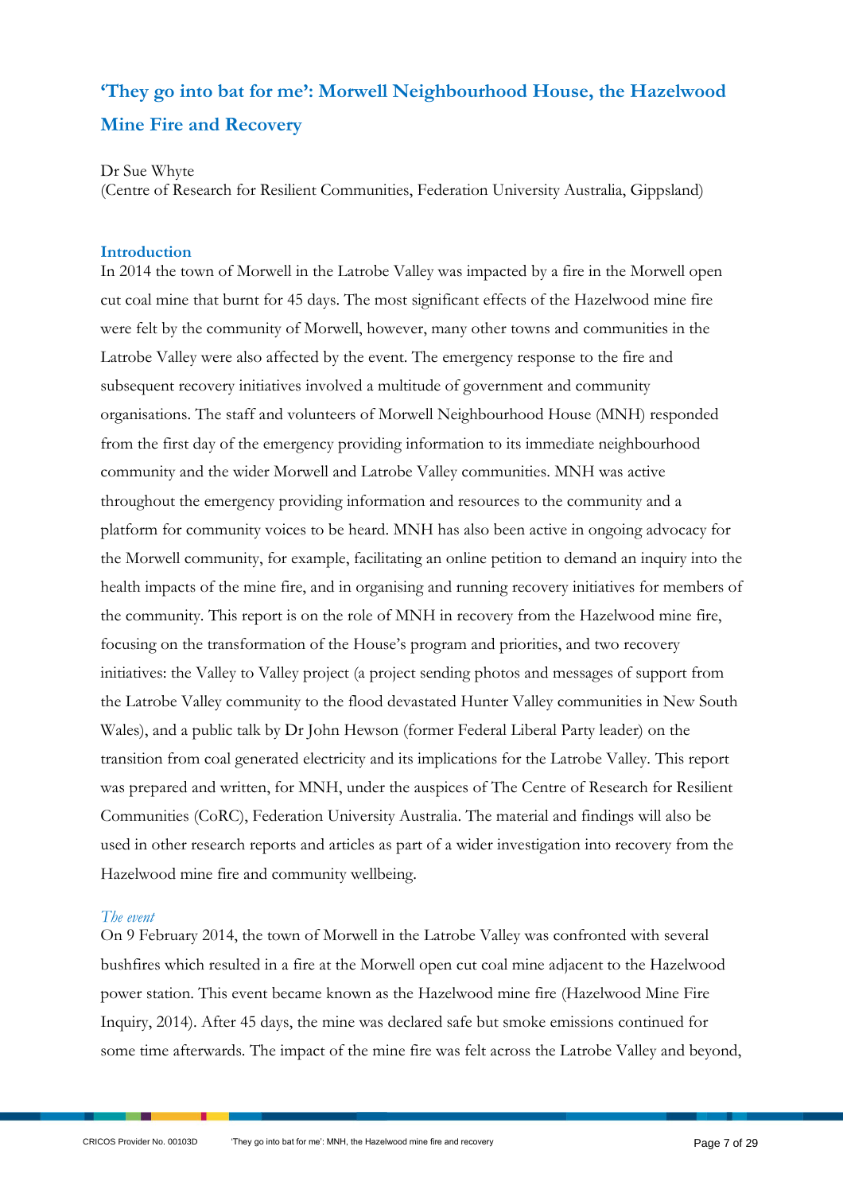# 'They go into bat for me': Morwell Neighbourhood House, the Hazelwood Mine Fire and Recovery

Dr Sue Whyte
(Centre of Research for Resilient Communities, Federation University Australia, Gippsland)

## Introduction

In 2014 the town of Morwell in the Latrobe Valley was impacted by a fire in the Morwell open cut coal mine that burnt for 45 days. The most significant effects of the Hazelwood mine fire were felt by the community of Morwell, however, many other towns and communities in the Latrobe Valley were also affected by the event. The emergency response to the fire and subsequent recovery initiatives involved a multitude of government and community organisations. The staff and volunteers of Morwell Neighbourhood House (MNH) responded from the first day of the emergency providing information to its immediate neighbourhood community and the wider Morwell and Latrobe Valley communities. MNH was active throughout the emergency providing information and resources to the community and a platform for community voices to be heard. MNH has also been active in ongoing advocacy for the Morwell community, for example, facilitating an online petition to demand an inquiry into the health impacts of the mine fire, and in organising and running recovery initiatives for members of the community. This report is on the role of MNH in recovery from the Hazelwood mine fire, focusing on the transformation of the House's program and priorities, and two recovery initiatives: the Valley to Valley project (a project sending photos and messages of support from the Latrobe Valley community to the flood devastated Hunter Valley communities in New South Wales), and a public talk by Dr John Hewson (former Federal Liberal Party leader) on the transition from coal generated electricity and its implications for the Latrobe Valley. This report was prepared and written, for MNH, under the auspices of The Centre of Research for Resilient Communities (CoRC), Federation University Australia. The material and findings will also be used in other research reports and articles as part of a wider investigation into recovery from the Hazelwood mine fire and community wellbeing.

### *The event*

On 9 February 2014, the town of Morwell in the Latrobe Valley was confronted with several bushfires which resulted in a fire at the Morwell open cut coal mine adjacent to the Hazelwood power station. This event became known as the Hazelwood mine fire (Hazelwood Mine Fire Inquiry, 2014). After 45 days, the mine was declared safe but smoke emissions continued for some time afterwards. The impact of the mine fire was felt across the Latrobe Valley and beyond,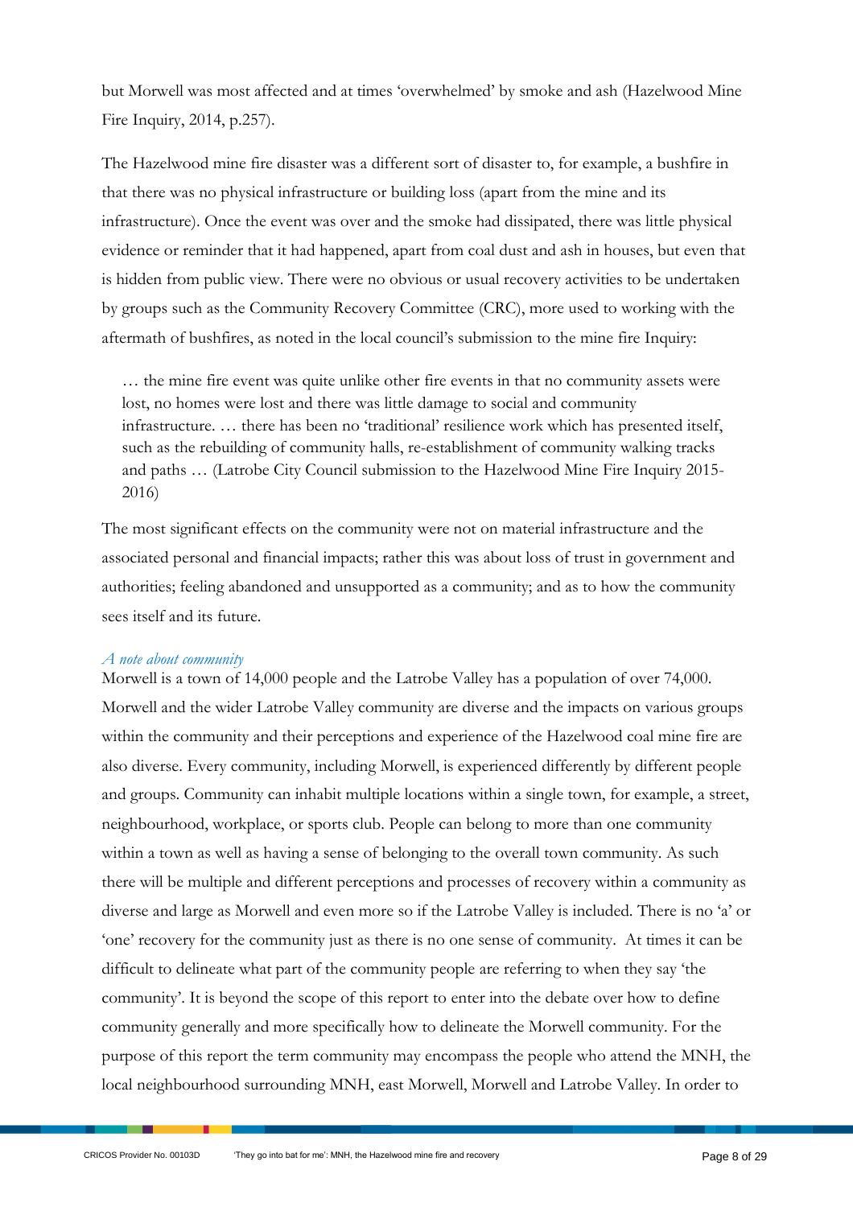but Morwell was most affected and at times 'overwhelmed' by smoke and ash (Hazelwood Mine Fire Inquiry, 2014, p.257).

The Hazelwood mine fire disaster was a different sort of disaster to, for example, a bushfire in that there was no physical infrastructure or building loss (apart from the mine and its infrastructure). Once the event was over and the smoke had dissipated, there was little physical evidence or reminder that it had happened, apart from coal dust and ash in houses, but even that is hidden from public view. There were no obvious or usual recovery activities to be undertaken by groups such as the Community Recovery Committee (CRC), more used to working with the aftermath of bushfires, as noted in the local council's submission to the mine fire Inquiry:

> … the mine fire event was quite unlike other fire events in that no community assets were lost, no homes were lost and there was little damage to social and community infrastructure. … there has been no 'traditional' resilience work which has presented itself, such as the rebuilding of community halls, re-establishment of community walking tracks and paths … (Latrobe City Council submission to the Hazelwood Mine Fire Inquiry 2015-2016)

The most significant effects on the community were not on material infrastructure and the associated personal and financial impacts; rather this was about loss of trust in government and authorities; feeling abandoned and unsupported as a community; and as to how the community sees itself and its future.

### *A note about community*

Morwell is a town of 14,000 people and the Latrobe Valley has a population of over 74,000. Morwell and the wider Latrobe Valley community are diverse and the impacts on various groups within the community and their perceptions and experience of the Hazelwood coal mine fire are also diverse. Every community, including Morwell, is experienced differently by different people and groups. Community can inhabit multiple locations within a single town, for example, a street, neighbourhood, workplace, or sports club. People can belong to more than one community within a town as well as having a sense of belonging to the overall town community. As such there will be multiple and different perceptions and processes of recovery within a community as diverse and large as Morwell and even more so if the Latrobe Valley is included. There is no 'a' or 'one' recovery for the community just as there is no one sense of community. At times it can be difficult to delineate what part of the community people are referring to when they say 'the community'. It is beyond the scope of this report to enter into the debate over how to define community generally and more specifically how to delineate the Morwell community. For the purpose of this report the term community may encompass the people who attend the MNH, the local neighbourhood surrounding MNH, east Morwell, Morwell and Latrobe Valley. In order to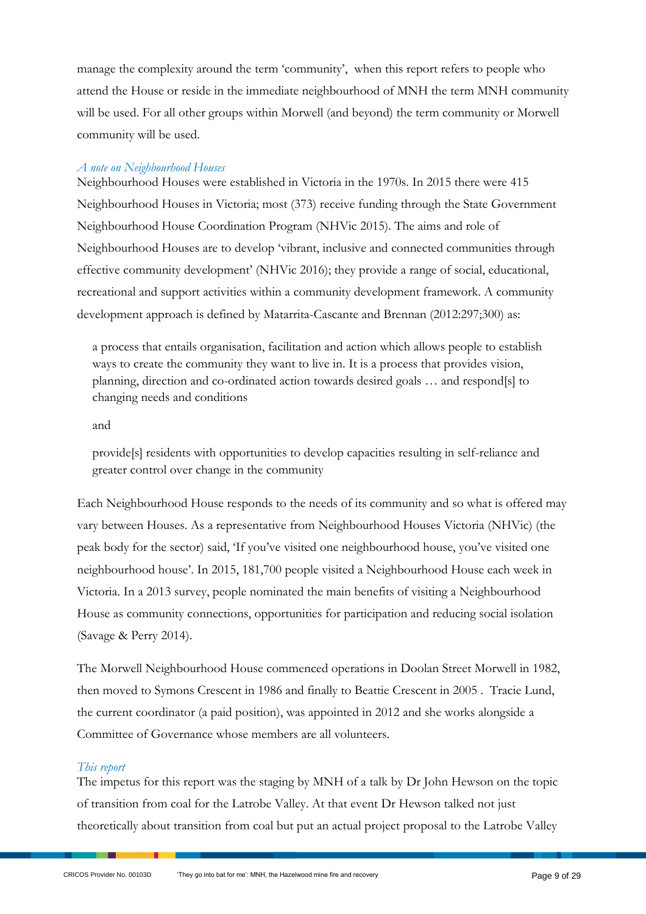manage the complexity around the term 'community', when this report refers to people who attend the House or reside in the immediate neighbourhood of MNH the term MNH community will be used. For all other groups within Morwell (and beyond) the term community or Morwell community will be used.

### *A note on Neighbourhood Houses*

Neighbourhood Houses were established in Victoria in the 1970s. In 2015 there were 415 Neighbourhood Houses in Victoria; most (373) receive funding through the State Government Neighbourhood House Coordination Program (NHVic 2015). The aims and role of Neighbourhood Houses are to develop 'vibrant, inclusive and connected communities through effective community development' (NHVic 2016); they provide a range of social, educational, recreational and support activities within a community development framework. A community development approach is defined by Matarrita-Cascante and Brennan (2012:297;300) as:

> a process that entails organisation, facilitation and action which allows people to establish ways to create the community they want to live in. It is a process that provides vision, planning, direction and co-ordinated action towards desired goals … and respond[s] to changing needs and conditions
>
> and
>
> provide[s] residents with opportunities to develop capacities resulting in self-reliance and greater control over change in the community

Each Neighbourhood House responds to the needs of its community and so what is offered may vary between Houses. As a representative from Neighbourhood Houses Victoria (NHVic) (the peak body for the sector) said, 'If you've visited one neighbourhood house, you've visited one neighbourhood house'. In 2015, 181,700 people visited a Neighbourhood House each week in Victoria. In a 2013 survey, people nominated the main benefits of visiting a Neighbourhood House as community connections, opportunities for participation and reducing social isolation (Savage & Perry 2014).

The Morwell Neighbourhood House commenced operations in Doolan Street Morwell in 1982, then moved to Symons Crescent in 1986 and finally to Beattie Crescent in 2005 . Tracie Lund, the current coordinator (a paid position), was appointed in 2012 and she works alongside a Committee of Governance whose members are all volunteers.

### *This report*

The impetus for this report was the staging by MNH of a talk by Dr John Hewson on the topic of transition from coal for the Latrobe Valley. At that event Dr Hewson talked not just theoretically about transition from coal but put an actual project proposal to the Latrobe Valley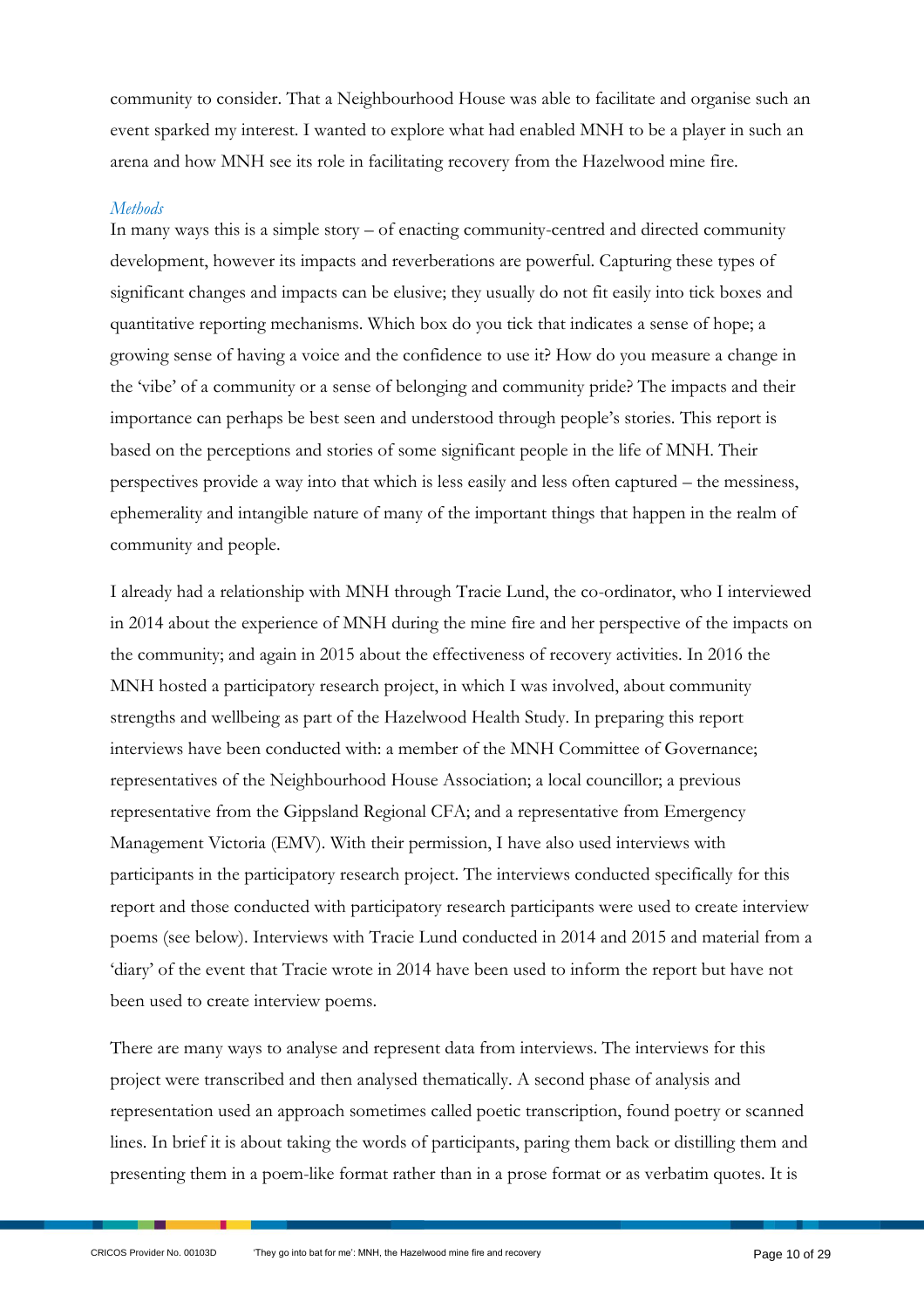community to consider. That a Neighbourhood House was able to facilitate and organise such an event sparked my interest. I wanted to explore what had enabled MNH to be a player in such an arena and how MNH see its role in facilitating recovery from the Hazelwood mine fire.

### *Methods*

In many ways this is a simple story – of enacting community-centred and directed community development, however its impacts and reverberations are powerful. Capturing these types of significant changes and impacts can be elusive; they usually do not fit easily into tick boxes and quantitative reporting mechanisms. Which box do you tick that indicates a sense of hope; a growing sense of having a voice and the confidence to use it? How do you measure a change in the 'vibe' of a community or a sense of belonging and community pride? The impacts and their importance can perhaps be best seen and understood through people's stories. This report is based on the perceptions and stories of some significant people in the life of MNH. Their perspectives provide a way into that which is less easily and less often captured – the messiness, ephemerality and intangible nature of many of the important things that happen in the realm of community and people.

I already had a relationship with MNH through Tracie Lund, the co-ordinator, who I interviewed in 2014 about the experience of MNH during the mine fire and her perspective of the impacts on the community; and again in 2015 about the effectiveness of recovery activities. In 2016 the MNH hosted a participatory research project, in which I was involved, about community strengths and wellbeing as part of the Hazelwood Health Study. In preparing this report interviews have been conducted with: a member of the MNH Committee of Governance; representatives of the Neighbourhood House Association; a local councillor; a previous representative from the Gippsland Regional CFA; and a representative from Emergency Management Victoria (EMV). With their permission, I have also used interviews with participants in the participatory research project. The interviews conducted specifically for this report and those conducted with participatory research participants were used to create interview poems (see below). Interviews with Tracie Lund conducted in 2014 and 2015 and material from a 'diary' of the event that Tracie wrote in 2014 have been used to inform the report but have not been used to create interview poems.

There are many ways to analyse and represent data from interviews. The interviews for this project were transcribed and then analysed thematically. A second phase of analysis and representation used an approach sometimes called poetic transcription, found poetry or scanned lines. In brief it is about taking the words of participants, paring them back or distilling them and presenting them in a poem-like format rather than in a prose format or as verbatim quotes. It is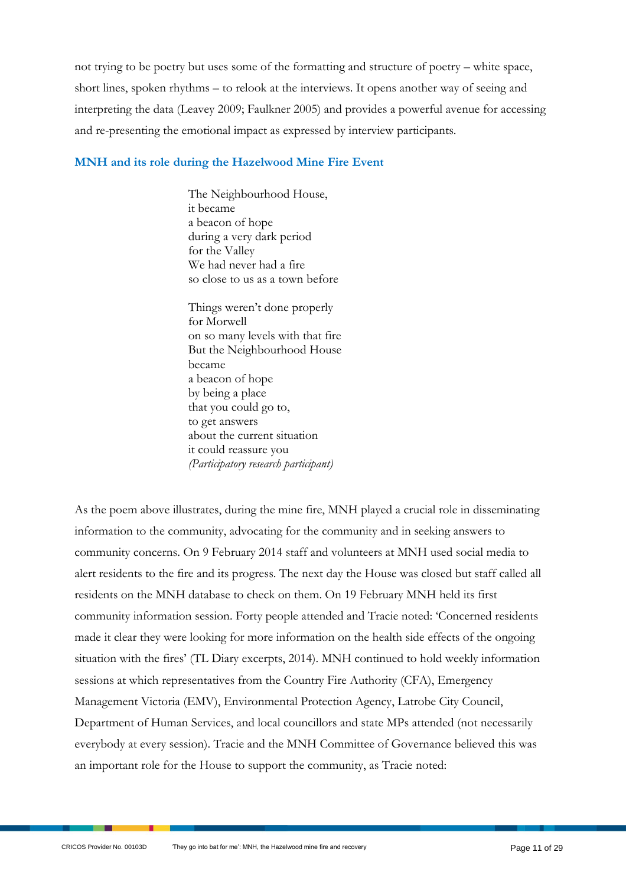not trying to be poetry but uses some of the formatting and structure of poetry – white space, short lines, spoken rhythms – to relook at the interviews. It opens another way of seeing and interpreting the data (Leavey 2009; Faulkner 2005) and provides a powerful avenue for accessing and re-presenting the emotional impact as expressed by interview participants.

## MNH and its role during the Hazelwood Mine Fire Event

> The Neighbourhood House,
> it became
> a beacon of hope
> during a very dark period
> for the Valley
> We had never had a fire
> so close to us as a town before
>
> Things weren't done properly
> for Morwell
> on so many levels with that fire
> But the Neighbourhood House
> became
> a beacon of hope
> by being a place
> that you could go to,
> to get answers
> about the current situation
> it could reassure you
> *(Participatory research participant)*

As the poem above illustrates, during the mine fire, MNH played a crucial role in disseminating information to the community, advocating for the community and in seeking answers to community concerns. On 9 February 2014 staff and volunteers at MNH used social media to alert residents to the fire and its progress. The next day the House was closed but staff called all residents on the MNH database to check on them. On 19 February MNH held its first community information session. Forty people attended and Tracie noted: 'Concerned residents made it clear they were looking for more information on the health side effects of the ongoing situation with the fires' (TL Diary excerpts, 2014). MNH continued to hold weekly information sessions at which representatives from the Country Fire Authority (CFA), Emergency Management Victoria (EMV), Environmental Protection Agency, Latrobe City Council, Department of Human Services, and local councillors and state MPs attended (not necessarily everybody at every session). Tracie and the MNH Committee of Governance believed this was an important role for the House to support the community, as Tracie noted: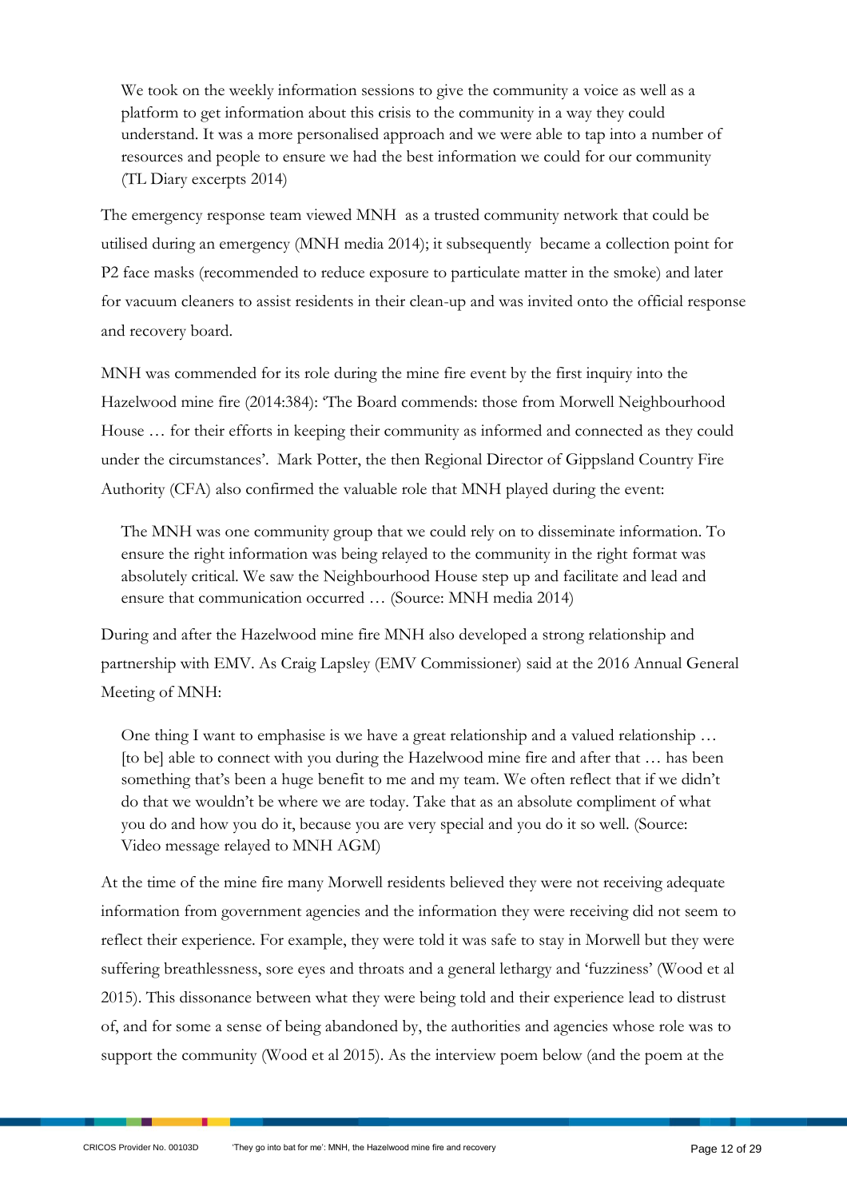> We took on the weekly information sessions to give the community a voice as well as a platform to get information about this crisis to the community in a way they could understand. It was a more personalised approach and we were able to tap into a number of resources and people to ensure we had the best information we could for our community (TL Diary excerpts 2014)

The emergency response team viewed MNH as a trusted community network that could be utilised during an emergency (MNH media 2014); it subsequently became a collection point for P2 face masks (recommended to reduce exposure to particulate matter in the smoke) and later for vacuum cleaners to assist residents in their clean-up and was invited onto the official response and recovery board.

MNH was commended for its role during the mine fire event by the first inquiry into the Hazelwood mine fire (2014:384): 'The Board commends: those from Morwell Neighbourhood House … for their efforts in keeping their community as informed and connected as they could under the circumstances'. Mark Potter, the then Regional Director of Gippsland Country Fire Authority (CFA) also confirmed the valuable role that MNH played during the event:

> The MNH was one community group that we could rely on to disseminate information. To ensure the right information was being relayed to the community in the right format was absolutely critical. We saw the Neighbourhood House step up and facilitate and lead and ensure that communication occurred … (Source: MNH media 2014)

During and after the Hazelwood mine fire MNH also developed a strong relationship and partnership with EMV. As Craig Lapsley (EMV Commissioner) said at the 2016 Annual General Meeting of MNH:

> One thing I want to emphasise is we have a great relationship and a valued relationship … [to be] able to connect with you during the Hazelwood mine fire and after that … has been something that's been a huge benefit to me and my team. We often reflect that if we didn't do that we wouldn't be where we are today. Take that as an absolute compliment of what you do and how you do it, because you are very special and you do it so well. (Source: Video message relayed to MNH AGM)

At the time of the mine fire many Morwell residents believed they were not receiving adequate information from government agencies and the information they were receiving did not seem to reflect their experience. For example, they were told it was safe to stay in Morwell but they were suffering breathlessness, sore eyes and throats and a general lethargy and 'fuzziness' (Wood et al 2015). This dissonance between what they were being told and their experience lead to distrust of, and for some a sense of being abandoned by, the authorities and agencies whose role was to support the community (Wood et al 2015). As the interview poem below (and the poem at the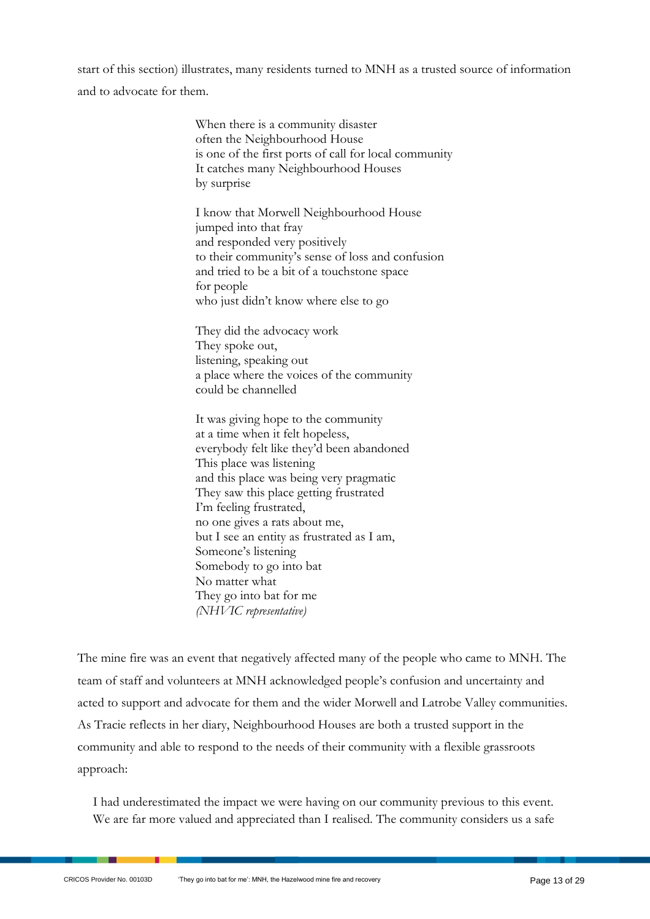start of this section) illustrates, many residents turned to MNH as a trusted source of information and to advocate for them.

> When there is a community disaster
> often the Neighbourhood House
> is one of the first ports of call for local community
> It catches many Neighbourhood Houses
> by surprise
>
> I know that Morwell Neighbourhood House
> jumped into that fray
> and responded very positively
> to their community's sense of loss and confusion
> and tried to be a bit of a touchstone space
> for people
> who just didn't know where else to go
>
> They did the advocacy work
> They spoke out,
> listening, speaking out
> a place where the voices of the community
> could be channelled
>
> It was giving hope to the community
> at a time when it felt hopeless,
> everybody felt like they'd been abandoned
> This place was listening
> and this place was being very pragmatic
> They saw this place getting frustrated
> I'm feeling frustrated,
> no one gives a rats about me,
> but I see an entity as frustrated as I am,
> Someone's listening
> Somebody to go into bat
> No matter what
> They go into bat for me
> *(NHVIC representative)*

The mine fire was an event that negatively affected many of the people who came to MNH. The team of staff and volunteers at MNH acknowledged people's confusion and uncertainty and acted to support and advocate for them and the wider Morwell and Latrobe Valley communities. As Tracie reflects in her diary, Neighbourhood Houses are both a trusted support in the community and able to respond to the needs of their community with a flexible grassroots approach:

> I had underestimated the impact we were having on our community previous to this event. We are far more valued and appreciated than I realised. The community considers us a safe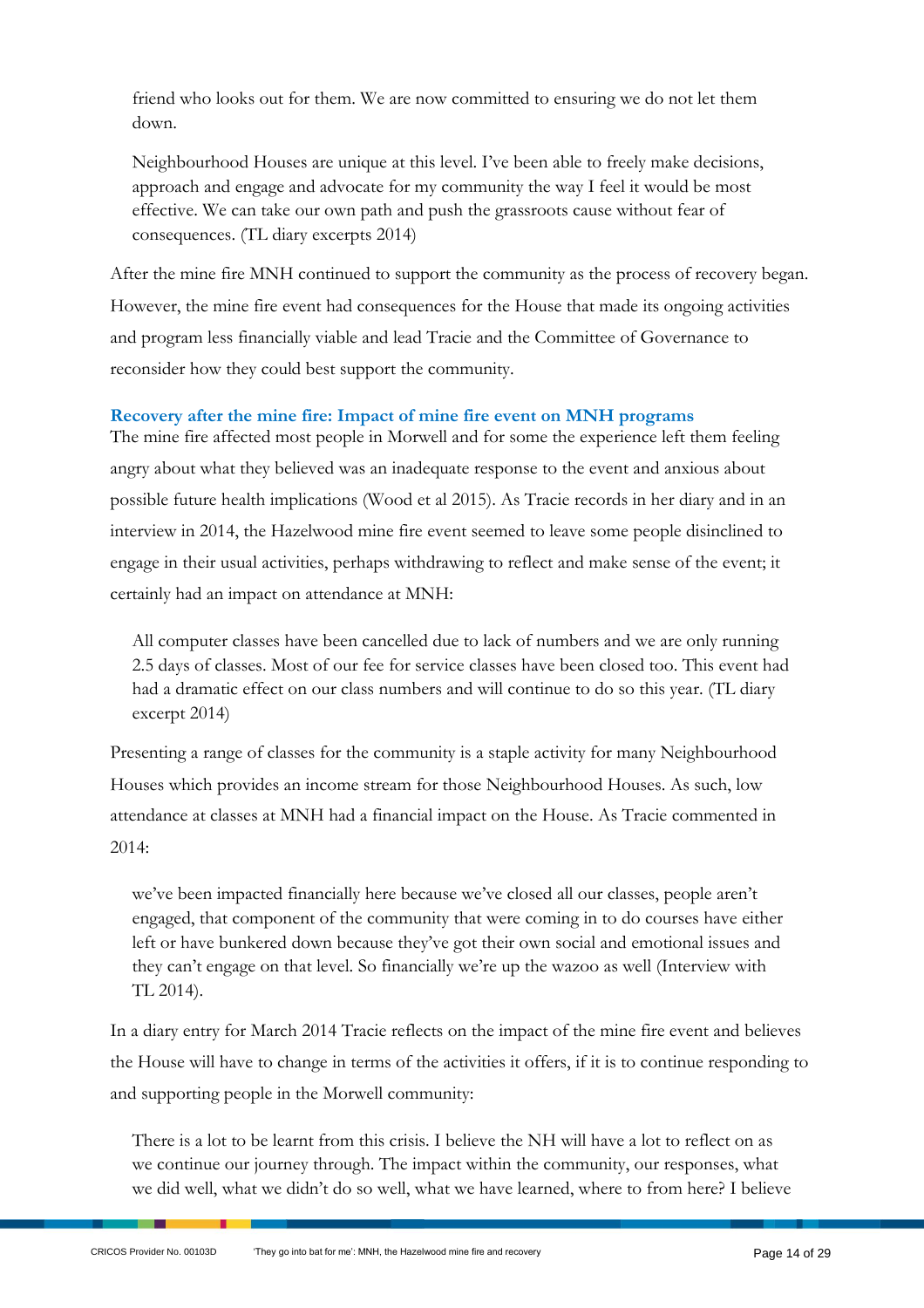> friend who looks out for them. We are now committed to ensuring we do not let them down.
>
> Neighbourhood Houses are unique at this level. I've been able to freely make decisions, approach and engage and advocate for my community the way I feel it would be most effective. We can take our own path and push the grassroots cause without fear of consequences. (TL diary excerpts 2014)

After the mine fire MNH continued to support the community as the process of recovery began. However, the mine fire event had consequences for the House that made its ongoing activities and program less financially viable and lead Tracie and the Committee of Governance to reconsider how they could best support the community.

### Recovery after the mine fire: Impact of mine fire event on MNH programs

The mine fire affected most people in Morwell and for some the experience left them feeling angry about what they believed was an inadequate response to the event and anxious about possible future health implications (Wood et al 2015). As Tracie records in her diary and in an interview in 2014, the Hazelwood mine fire event seemed to leave some people disinclined to engage in their usual activities, perhaps withdrawing to reflect and make sense of the event; it certainly had an impact on attendance at MNH:

> All computer classes have been cancelled due to lack of numbers and we are only running 2.5 days of classes. Most of our fee for service classes have been closed too. This event had had a dramatic effect on our class numbers and will continue to do so this year. (TL diary excerpt 2014)

Presenting a range of classes for the community is a staple activity for many Neighbourhood Houses which provides an income stream for those Neighbourhood Houses. As such, low attendance at classes at MNH had a financial impact on the House. As Tracie commented in 2014:

> we've been impacted financially here because we've closed all our classes, people aren't engaged, that component of the community that were coming in to do courses have either left or have bunkered down because they've got their own social and emotional issues and they can't engage on that level. So financially we're up the wazoo as well (Interview with TL 2014).

In a diary entry for March 2014 Tracie reflects on the impact of the mine fire event and believes the House will have to change in terms of the activities it offers, if it is to continue responding to and supporting people in the Morwell community:

> There is a lot to be learnt from this crisis. I believe the NH will have a lot to reflect on as we continue our journey through. The impact within the community, our responses, what we did well, what we didn't do so well, what we have learned, where to from here? I believe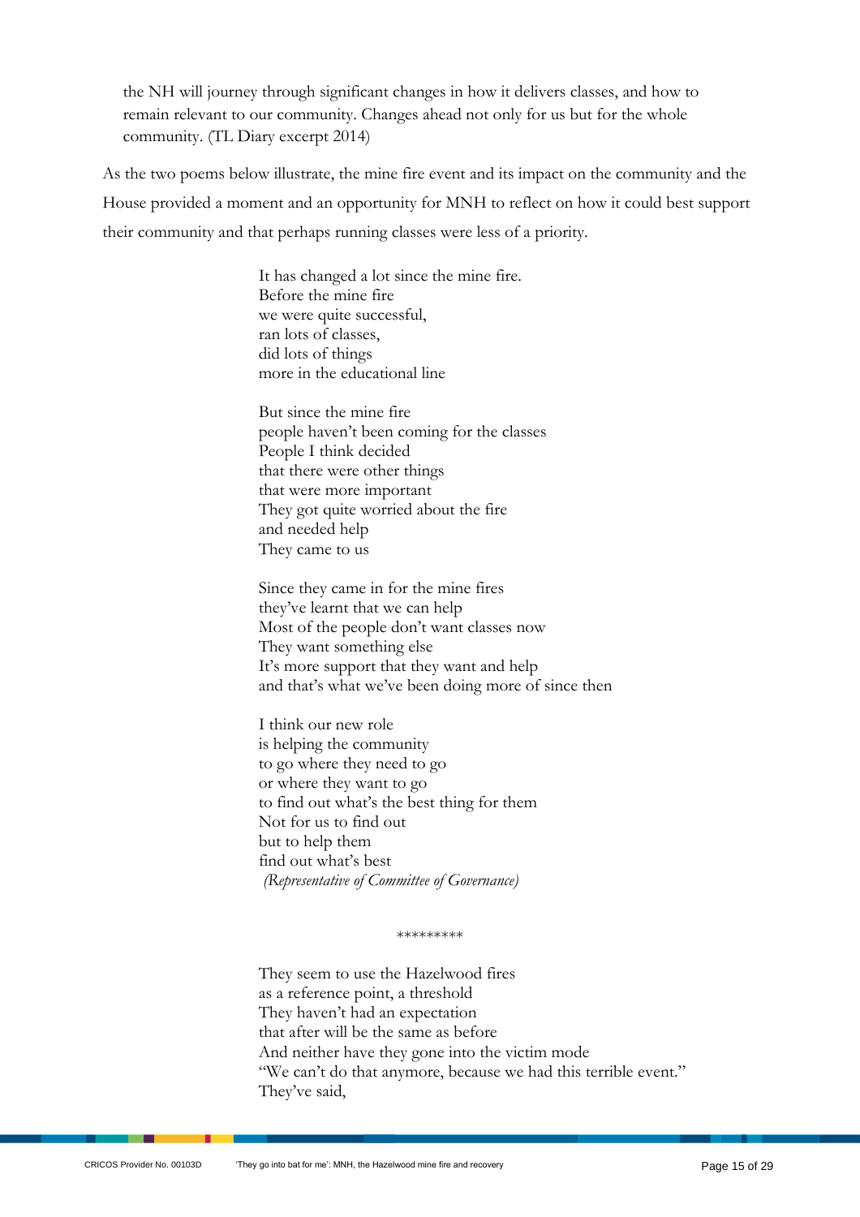> the NH will journey through significant changes in how it delivers classes, and how to remain relevant to our community. Changes ahead not only for us but for the whole community. (TL Diary excerpt 2014)

As the two poems below illustrate, the mine fire event and its impact on the community and the House provided a moment and an opportunity for MNH to reflect on how it could best support their community and that perhaps running classes were less of a priority.

> It has changed a lot since the mine fire.  
> Before the mine fire  
> we were quite successful,  
> ran lots of classes,  
> did lots of things  
> more in the educational line
>
> But since the mine fire  
> people haven't been coming for the classes  
> People I think decided  
> that there were other things  
> that were more important  
> They got quite worried about the fire  
> and needed help  
> They came to us
>
> Since they came in for the mine fires  
> they've learnt that we can help  
> Most of the people don't want classes now  
> They want something else  
> It's more support that they want and help  
> and that's what we've been doing more of since then
>
> I think our new role  
> is helping the community  
> to go where they need to go  
> or where they want to go  
> to find out what's the best thing for them  
> Not for us to find out  
> but to help them  
> find out what's best  
> *(Representative of Committee of Governance)*

*********

> They seem to use the Hazelwood fires  
> as a reference point, a threshold  
> They haven't had an expectation  
> that after will be the same as before  
> And neither have they gone into the victim mode  
> "We can't do that anymore, because we had this terrible event."  
> They've said,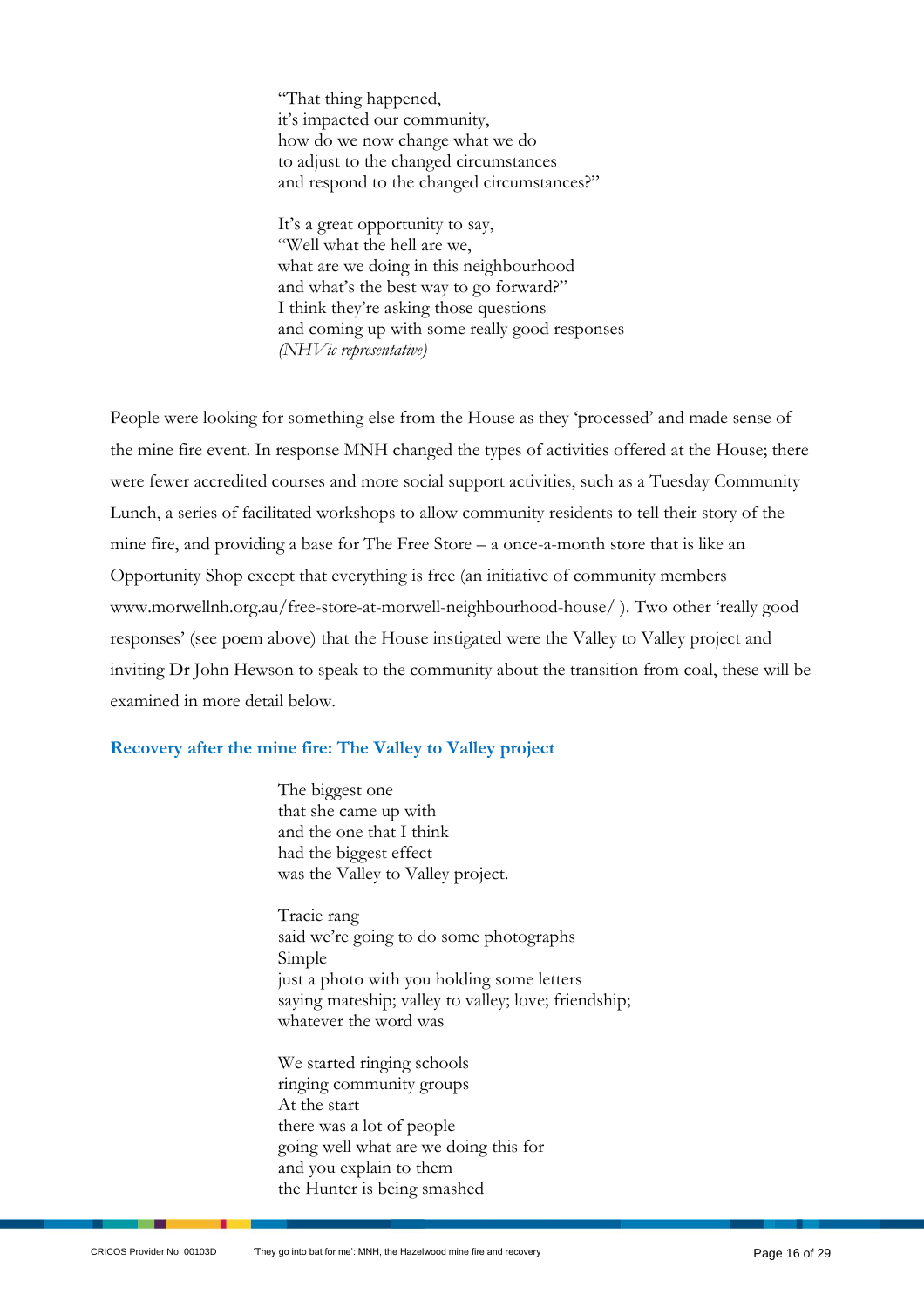"That thing happened,
it's impacted our community,
how do we now change what we do
to adjust to the changed circumstances
and respond to the changed circumstances?"

It's a great opportunity to say,
"Well what the hell are we,
what are we doing in this neighbourhood
and what's the best way to go forward?"
I think they're asking those questions
and coming up with some really good responses
*(NHVic representative)*

People were looking for something else from the House as they 'processed' and made sense of the mine fire event. In response MNH changed the types of activities offered at the House; there were fewer accredited courses and more social support activities, such as a Tuesday Community Lunch, a series of facilitated workshops to allow community residents to tell their story of the mine fire, and providing a base for The Free Store – a once-a-month store that is like an Opportunity Shop except that everything is free (an initiative of community members www.morwellnh.org.au/free-store-at-morwell-neighbourhood-house/ ). Two other 'really good responses' (see poem above) that the House instigated were the Valley to Valley project and inviting Dr John Hewson to speak to the community about the transition from coal, these will be examined in more detail below.

## Recovery after the mine fire: The Valley to Valley project

The biggest one
that she came up with
and the one that I think
had the biggest effect
was the Valley to Valley project.

Tracie rang
said we're going to do some photographs
Simple
just a photo with you holding some letters
saying mateship; valley to valley; love; friendship;
whatever the word was

We started ringing schools
ringing community groups
At the start
there was a lot of people
going well what are we doing this for
and you explain to them
the Hunter is being smashed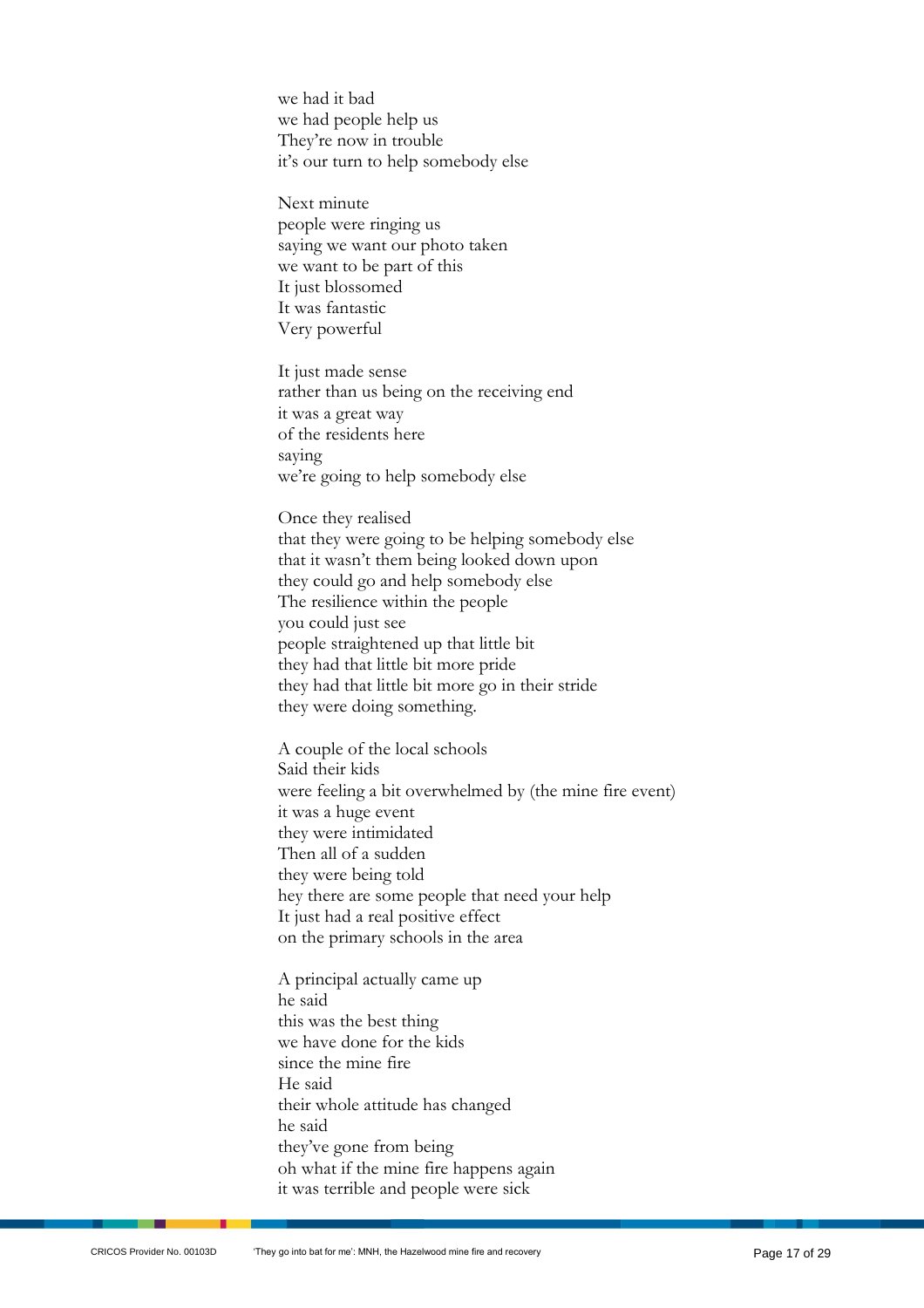we had it bad
we had people help us
They're now in trouble
it's our turn to help somebody else

Next minute
people were ringing us
saying we want our photo taken
we want to be part of this
It just blossomed
It was fantastic
Very powerful

It just made sense
rather than us being on the receiving end
it was a great way
of the residents here
saying
we're going to help somebody else

Once they realised
that they were going to be helping somebody else
that it wasn't them being looked down upon
they could go and help somebody else
The resilience within the people
you could just see
people straightened up that little bit
they had that little bit more pride
they had that little bit more go in their stride
they were doing something.

A couple of the local schools
Said their kids
were feeling a bit overwhelmed by (the mine fire event)
it was a huge event
they were intimidated
Then all of a sudden
they were being told
hey there are some people that need your help
It just had a real positive effect
on the primary schools in the area

A principal actually came up
he said
this was the best thing
we have done for the kids
since the mine fire
He said
their whole attitude has changed
he said
they've gone from being
oh what if the mine fire happens again
it was terrible and people were sick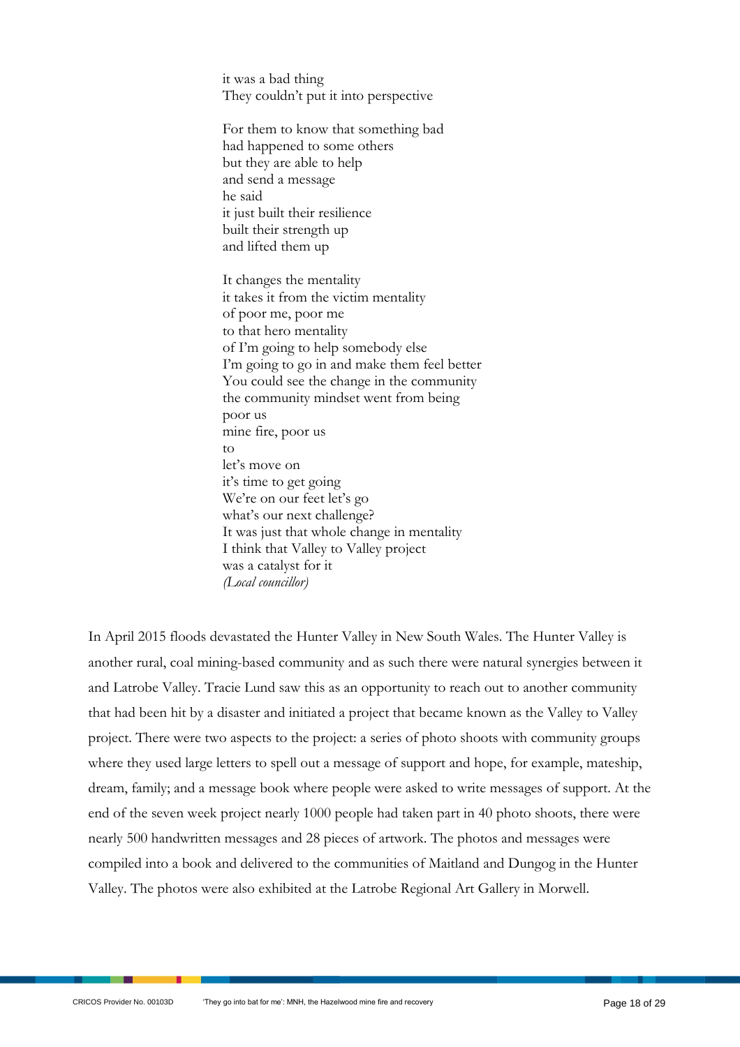it was a bad thing
They couldn't put it into perspective

For them to know that something bad
had happened to some others
but they are able to help
and send a message
he said
it just built their resilience
built their strength up
and lifted them up

It changes the mentality
it takes it from the victim mentality
of poor me, poor me
to that hero mentality
of I'm going to help somebody else
I'm going to go in and make them feel better
You could see the change in the community
the community mindset went from being
poor us
mine fire, poor us
to
let's move on
it's time to get going
We're on our feet let's go
what's our next challenge?
It was just that whole change in mentality
I think that Valley to Valley project
was a catalyst for it
*(Local councillor)*

In April 2015 floods devastated the Hunter Valley in New South Wales. The Hunter Valley is another rural, coal mining-based community and as such there were natural synergies between it and Latrobe Valley. Tracie Lund saw this as an opportunity to reach out to another community that had been hit by a disaster and initiated a project that became known as the Valley to Valley project. There were two aspects to the project: a series of photo shoots with community groups where they used large letters to spell out a message of support and hope, for example, mateship, dream, family; and a message book where people were asked to write messages of support. At the end of the seven week project nearly 1000 people had taken part in 40 photo shoots, there were nearly 500 handwritten messages and 28 pieces of artwork. The photos and messages were compiled into a book and delivered to the communities of Maitland and Dungog in the Hunter Valley. The photos were also exhibited at the Latrobe Regional Art Gallery in Morwell.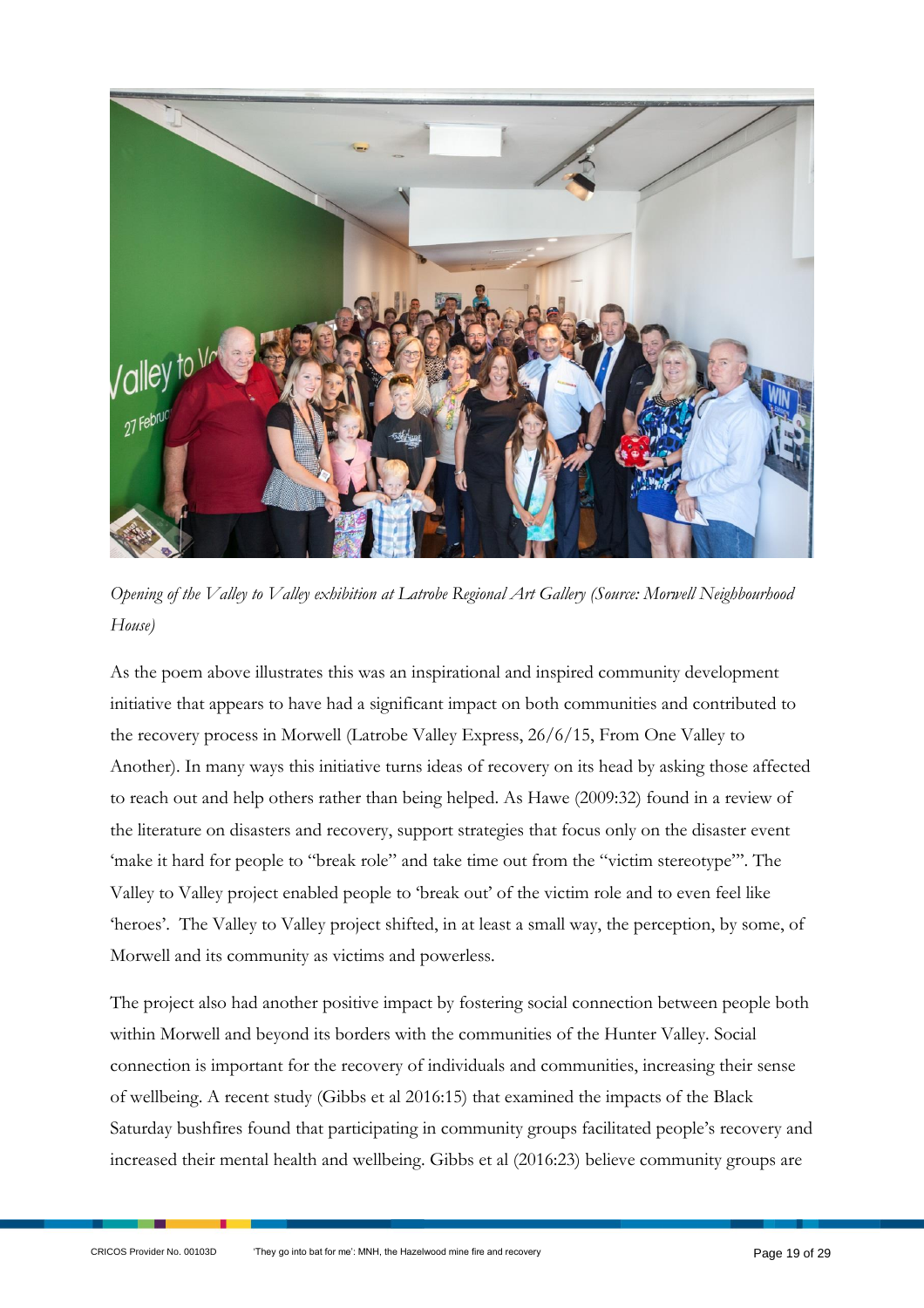*Opening of the Valley to Valley exhibition at Latrobe Regional Art Gallery (Source: Morwell Neighbourhood House)*

As the poem above illustrates this was an inspirational and inspired community development initiative that appears to have had a significant impact on both communities and contributed to the recovery process in Morwell (Latrobe Valley Express, 26/6/15, From One Valley to Another). In many ways this initiative turns ideas of recovery on its head by asking those affected to reach out and help others rather than being helped. As Hawe (2009:32) found in a review of the literature on disasters and recovery, support strategies that focus only on the disaster event 'make it hard for people to "break role" and take time out from the "victim stereotype"'. The Valley to Valley project enabled people to 'break out' of the victim role and to even feel like 'heroes'. The Valley to Valley project shifted, in at least a small way, the perception, by some, of Morwell and its community as victims and powerless.

The project also had another positive impact by fostering social connection between people both within Morwell and beyond its borders with the communities of the Hunter Valley. Social connection is important for the recovery of individuals and communities, increasing their sense of wellbeing. A recent study (Gibbs et al 2016:15) that examined the impacts of the Black Saturday bushfires found that participating in community groups facilitated people's recovery and increased their mental health and wellbeing. Gibbs et al (2016:23) believe community groups are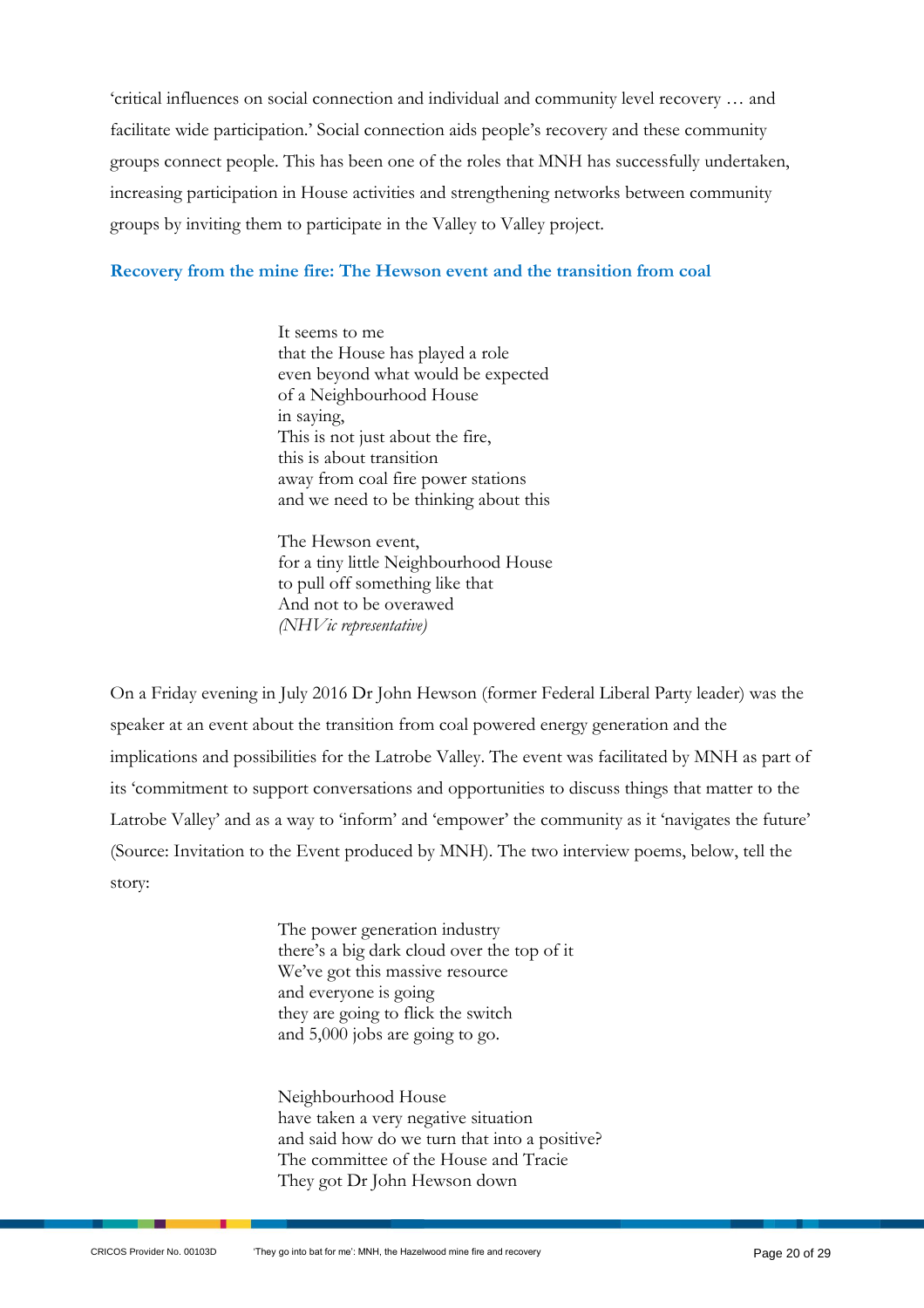'critical influences on social connection and individual and community level recovery … and facilitate wide participation.' Social connection aids people's recovery and these community groups connect people. This has been one of the roles that MNH has successfully undertaken, increasing participation in House activities and strengthening networks between community groups by inviting them to participate in the Valley to Valley project.

### Recovery from the mine fire: The Hewson event and the transition from coal

> It seems to me  
> that the House has played a role  
> even beyond what would be expected  
> of a Neighbourhood House  
> in saying,  
> This is not just about the fire,  
> this is about transition  
> away from coal fire power stations  
> and we need to be thinking about this
>
> The Hewson event,  
> for a tiny little Neighbourhood House  
> to pull off something like that  
> And not to be overawed  
> *(NHVic representative)*

On a Friday evening in July 2016 Dr John Hewson (former Federal Liberal Party leader) was the speaker at an event about the transition from coal powered energy generation and the implications and possibilities for the Latrobe Valley. The event was facilitated by MNH as part of its 'commitment to support conversations and opportunities to discuss things that matter to the Latrobe Valley' and as a way to 'inform' and 'empower' the community as it 'navigates the future' (Source: Invitation to the Event produced by MNH). The two interview poems, below, tell the story:

> The power generation industry  
> there's a big dark cloud over the top of it  
> We've got this massive resource  
> and everyone is going  
> they are going to flick the switch  
> and 5,000 jobs are going to go.

> Neighbourhood House  
> have taken a very negative situation  
> and said how do we turn that into a positive?  
> The committee of the House and Tracie  
> They got Dr John Hewson down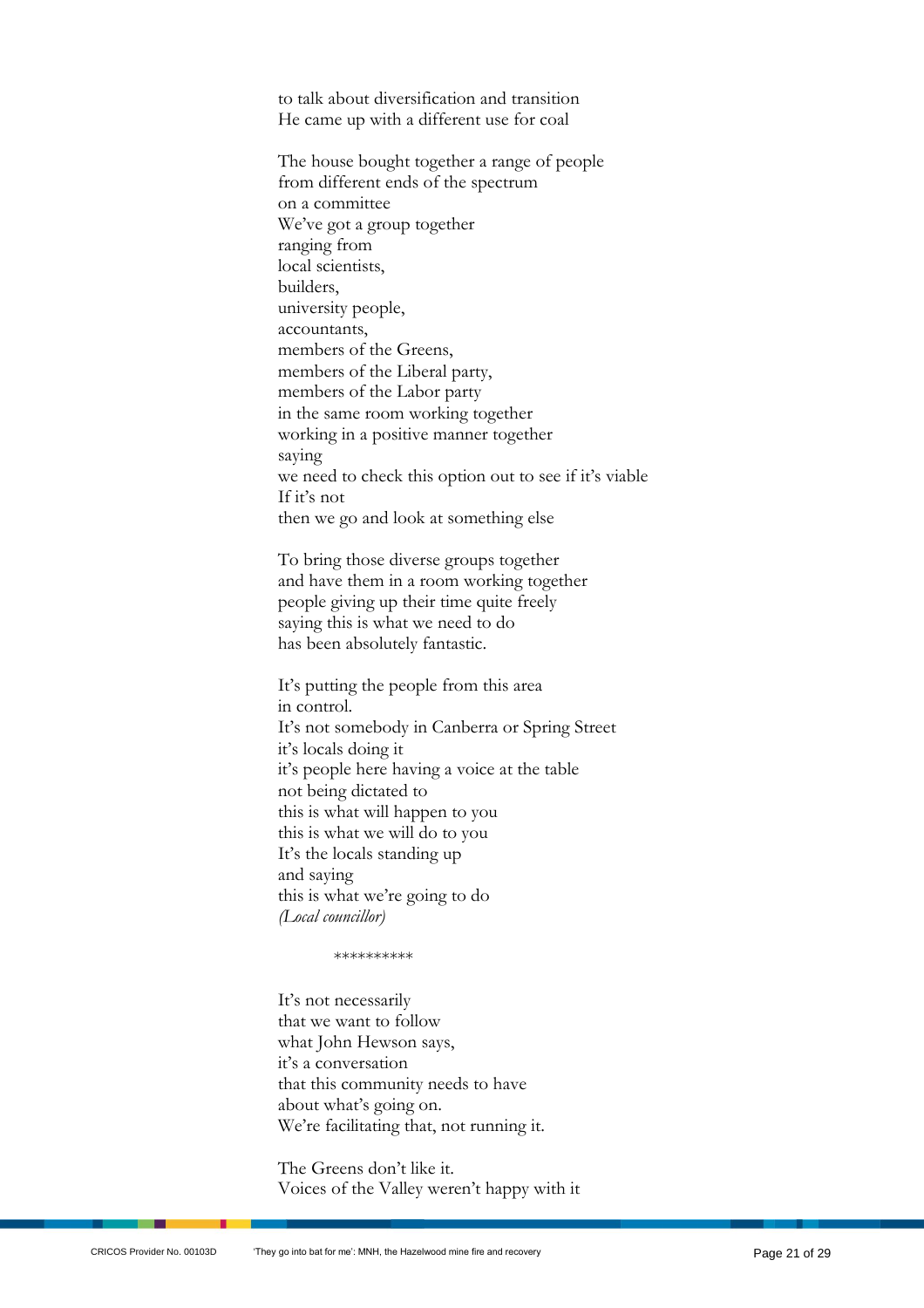to talk about diversification and transition  
He came up with a different use for coal

The house bought together a range of people  
from different ends of the spectrum  
on a committee  
We've got a group together  
ranging from  
local scientists,  
builders,  
university people,  
accountants,  
members of the Greens,  
members of the Liberal party,  
members of the Labor party  
in the same room working together  
working in a positive manner together  
saying  
we need to check this option out to see if it's viable  
If it's not  
then we go and look at something else

To bring those diverse groups together  
and have them in a room working together  
people giving up their time quite freely  
saying this is what we need to do  
has been absolutely fantastic.

It's putting the people from this area  
in control.  
It's not somebody in Canberra or Spring Street  
it's locals doing it  
it's people here having a voice at the table  
not being dictated to  
this is what will happen to you  
this is what we will do to you  
It's the locals standing up  
and saying  
this is what we're going to do  
*(Local councillor)*

**********

It's not necessarily  
that we want to follow  
what John Hewson says,  
it's a conversation  
that this community needs to have  
about what's going on.  
We're facilitating that, not running it.

The Greens don't like it.  
Voices of the Valley weren't happy with it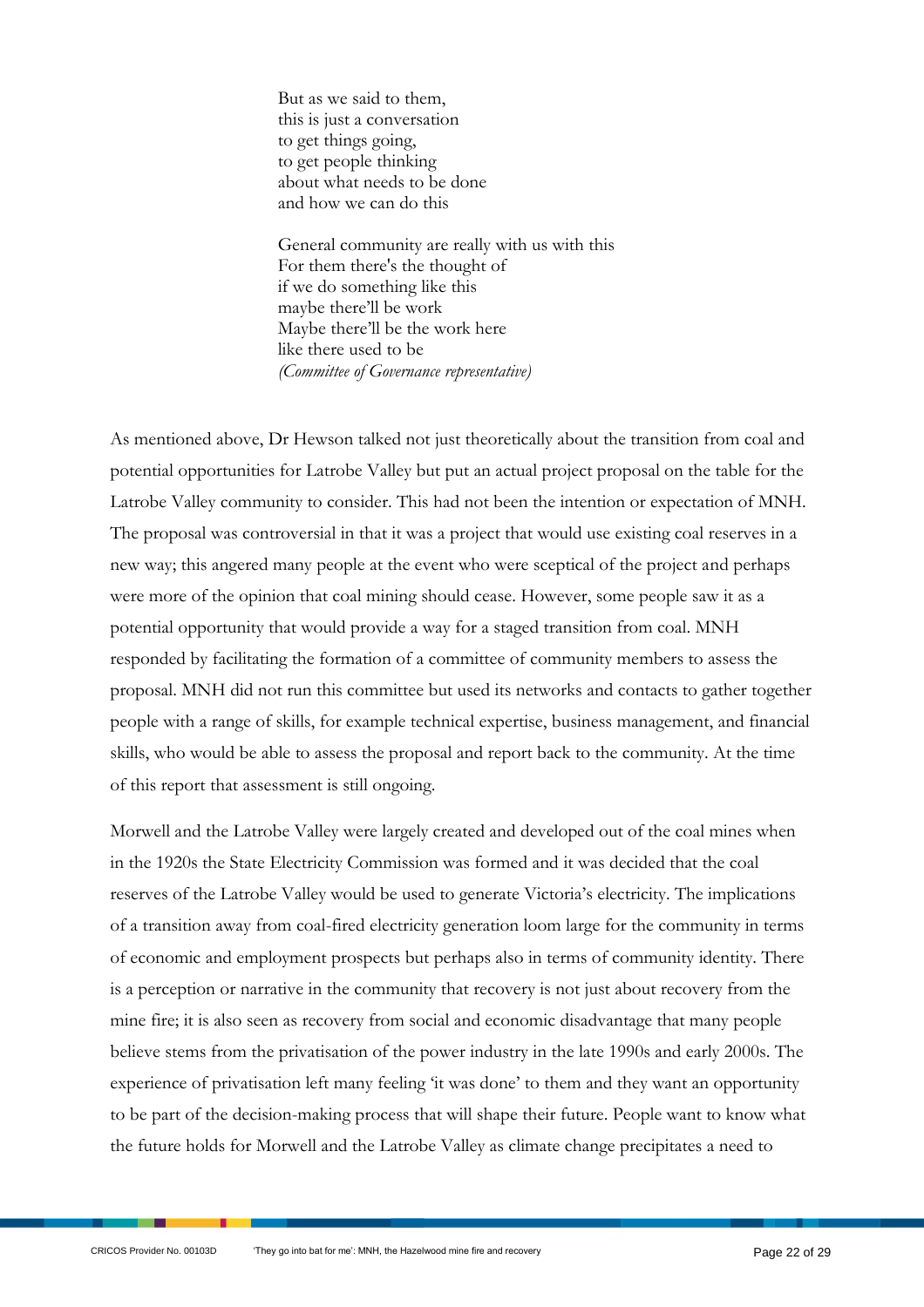But as we said to them,  
this is just a conversation  
to get things going,  
to get people thinking  
about what needs to be done  
and how we can do this

General community are really with us with this  
For them there's the thought of  
if we do something like this  
maybe there'll be work  
Maybe there'll be the work here  
like there used to be  
*(Committee of Governance representative)*

As mentioned above, Dr Hewson talked not just theoretically about the transition from coal and potential opportunities for Latrobe Valley but put an actual project proposal on the table for the Latrobe Valley community to consider. This had not been the intention or expectation of MNH. The proposal was controversial in that it was a project that would use existing coal reserves in a new way; this angered many people at the event who were sceptical of the project and perhaps were more of the opinion that coal mining should cease. However, some people saw it as a potential opportunity that would provide a way for a staged transition from coal. MNH responded by facilitating the formation of a committee of community members to assess the proposal. MNH did not run this committee but used its networks and contacts to gather together people with a range of skills, for example technical expertise, business management, and financial skills, who would be able to assess the proposal and report back to the community. At the time of this report that assessment is still ongoing.

Morwell and the Latrobe Valley were largely created and developed out of the coal mines when in the 1920s the State Electricity Commission was formed and it was decided that the coal reserves of the Latrobe Valley would be used to generate Victoria's electricity. The implications of a transition away from coal-fired electricity generation loom large for the community in terms of economic and employment prospects but perhaps also in terms of community identity. There is a perception or narrative in the community that recovery is not just about recovery from the mine fire; it is also seen as recovery from social and economic disadvantage that many people believe stems from the privatisation of the power industry in the late 1990s and early 2000s. The experience of privatisation left many feeling 'it was done' to them and they want an opportunity to be part of the decision-making process that will shape their future. People want to know what the future holds for Morwell and the Latrobe Valley as climate change precipitates a need to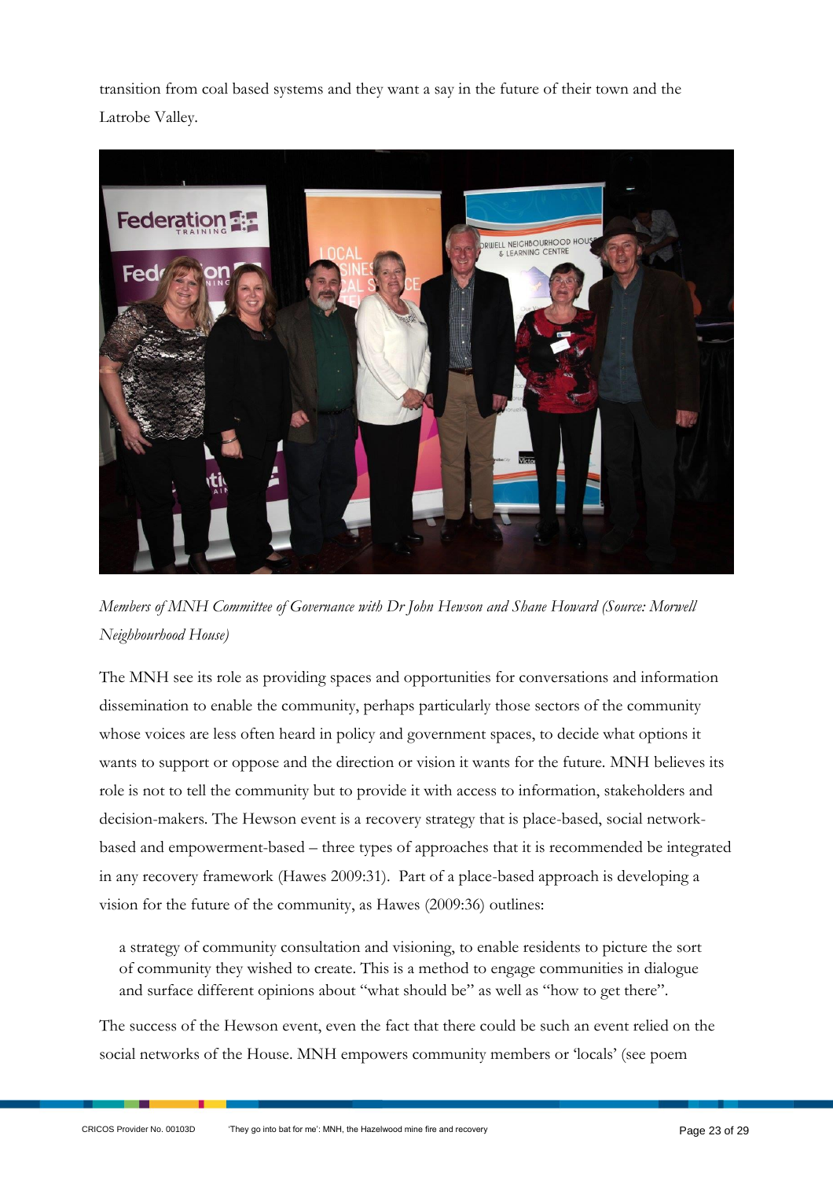transition from coal based systems and they want a say in the future of their town and the Latrobe Valley.

*Members of MNH Committee of Governance with Dr John Hewson and Shane Howard (Source: Morwell Neighbourhood House)*

The MNH see its role as providing spaces and opportunities for conversations and information dissemination to enable the community, perhaps particularly those sectors of the community whose voices are less often heard in policy and government spaces, to decide what options it wants to support or oppose and the direction or vision it wants for the future. MNH believes its role is not to tell the community but to provide it with access to information, stakeholders and decision-makers. The Hewson event is a recovery strategy that is place-based, social network-based and empowerment-based – three types of approaches that it is recommended be integrated in any recovery framework (Hawes 2009:31). Part of a place-based approach is developing a vision for the future of the community, as Hawes (2009:36) outlines:

> a strategy of community consultation and visioning, to enable residents to picture the sort of community they wished to create. This is a method to engage communities in dialogue and surface different opinions about "what should be" as well as "how to get there".

The success of the Hewson event, even the fact that there could be such an event relied on the social networks of the House. MNH empowers community members or 'locals' (see poem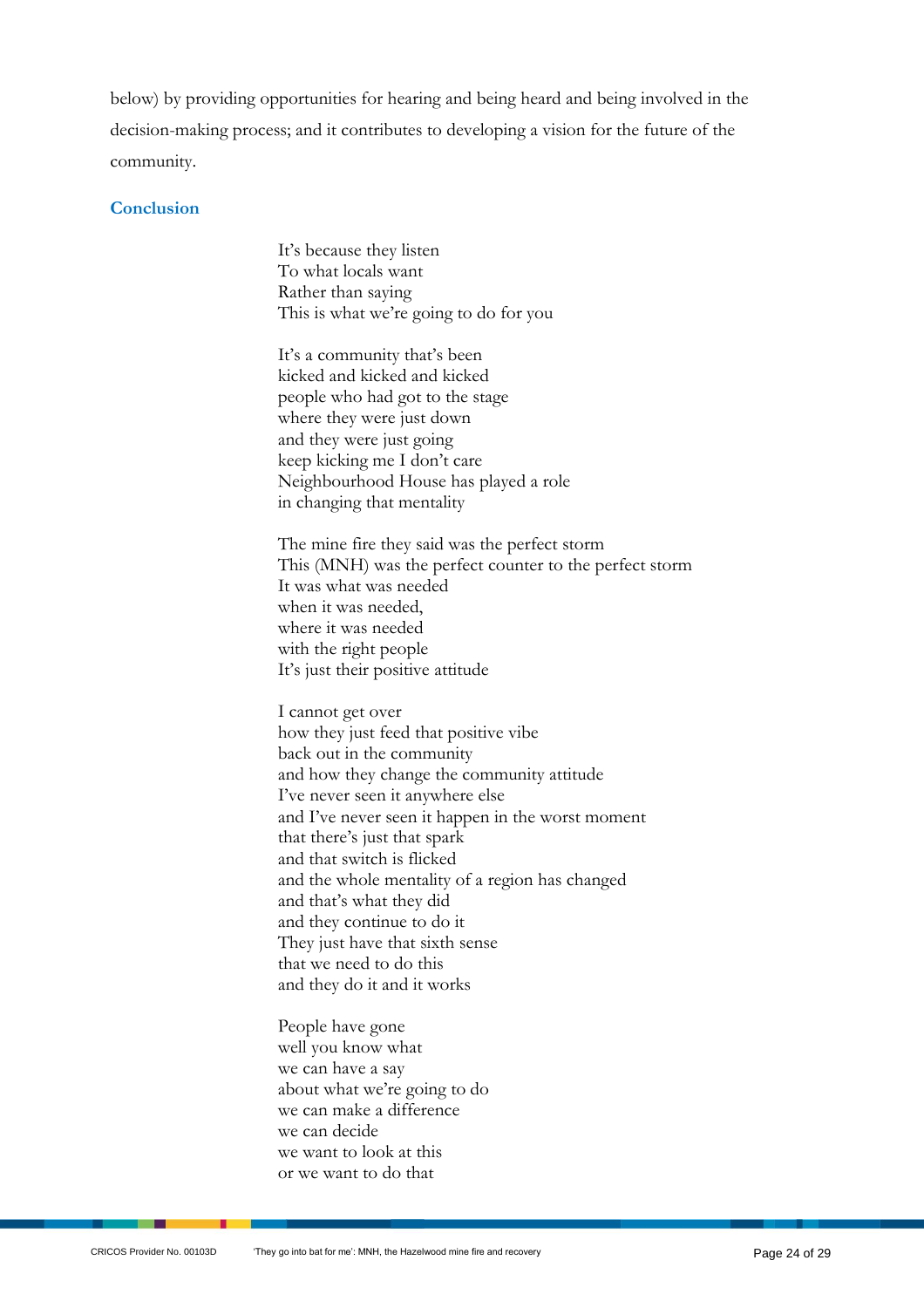below) by providing opportunities for hearing and being heard and being involved in the decision-making process; and it contributes to developing a vision for the future of the community.

## Conclusion

It's because they listen  
To what locals want  
Rather than saying  
This is what we're going to do for you

It's a community that's been  
kicked and kicked and kicked  
people who had got to the stage  
where they were just down  
and they were just going  
keep kicking me I don't care  
Neighbourhood House has played a role  
in changing that mentality

The mine fire they said was the perfect storm  
This (MNH) was the perfect counter to the perfect storm  
It was what was needed  
when it was needed,  
where it was needed  
with the right people  
It's just their positive attitude

I cannot get over  
how they just feed that positive vibe  
back out in the community  
and how they change the community attitude  
I've never seen it anywhere else  
and I've never seen it happen in the worst moment  
that there's just that spark  
and that switch is flicked  
and the whole mentality of a region has changed  
and that's what they did  
and they continue to do it  
They just have that sixth sense  
that we need to do this  
and they do it and it works

People have gone  
well you know what  
we can have a say  
about what we're going to do  
we can make a difference  
we can decide  
we want to look at this  
or we want to do that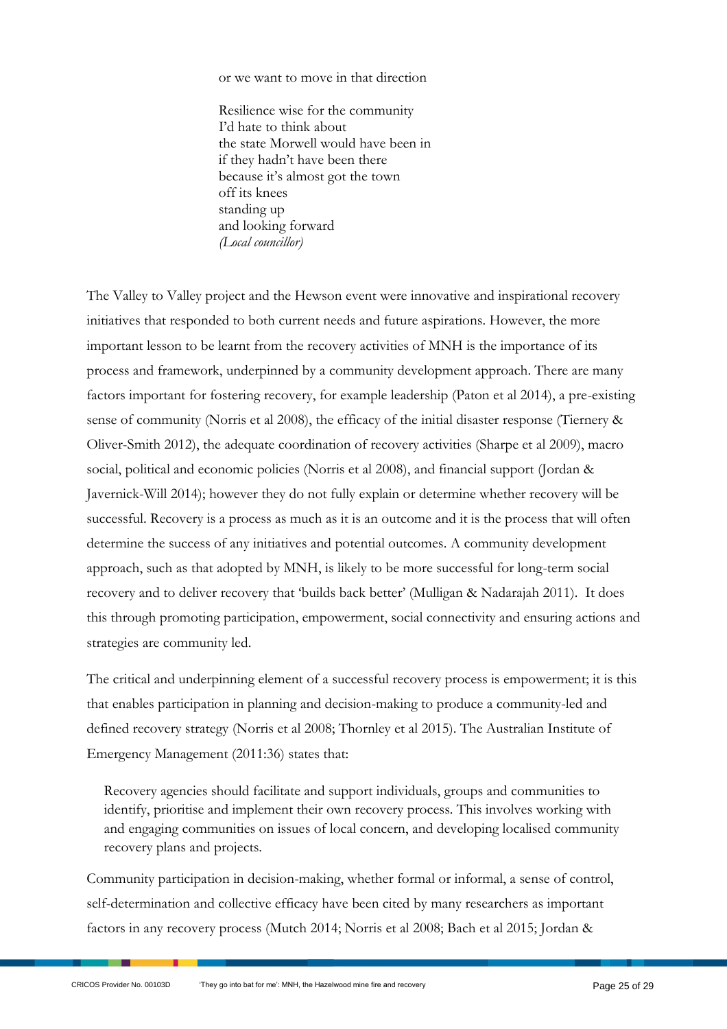or we want to move in that direction

Resilience wise for the community  
I'd hate to think about  
the state Morwell would have been in  
if they hadn't have been there  
because it's almost got the town  
off its knees  
standing up  
and looking forward  
*(Local councillor)*

The Valley to Valley project and the Hewson event were innovative and inspirational recovery initiatives that responded to both current needs and future aspirations. However, the more important lesson to be learnt from the recovery activities of MNH is the importance of its process and framework, underpinned by a community development approach. There are many factors important for fostering recovery, for example leadership (Paton et al 2014), a pre-existing sense of community (Norris et al 2008), the efficacy of the initial disaster response (Tiernery & Oliver-Smith 2012), the adequate coordination of recovery activities (Sharpe et al 2009), macro social, political and economic policies (Norris et al 2008), and financial support (Jordan & Javernick-Will 2014); however they do not fully explain or determine whether recovery will be successful. Recovery is a process as much as it is an outcome and it is the process that will often determine the success of any initiatives and potential outcomes. A community development approach, such as that adopted by MNH, is likely to be more successful for long-term social recovery and to deliver recovery that 'builds back better' (Mulligan & Nadarajah 2011). It does this through promoting participation, empowerment, social connectivity and ensuring actions and strategies are community led.

The critical and underpinning element of a successful recovery process is empowerment; it is this that enables participation in planning and decision-making to produce a community-led and defined recovery strategy (Norris et al 2008; Thornley et al 2015). The Australian Institute of Emergency Management (2011:36) states that:

> Recovery agencies should facilitate and support individuals, groups and communities to identify, prioritise and implement their own recovery process. This involves working with and engaging communities on issues of local concern, and developing localised community recovery plans and projects.

Community participation in decision-making, whether formal or informal, a sense of control, self-determination and collective efficacy have been cited by many researchers as important factors in any recovery process (Mutch 2014; Norris et al 2008; Bach et al 2015; Jordan &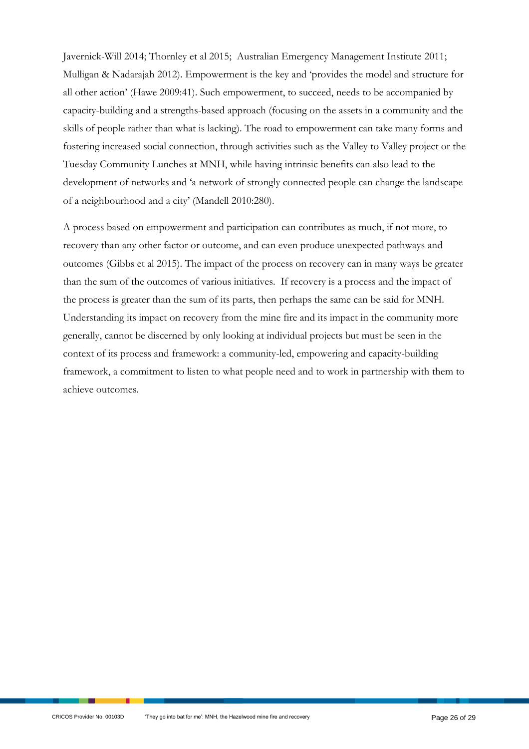Javernick-Will 2014; Thornley et al 2015; Australian Emergency Management Institute 2011; Mulligan & Nadarajah 2012). Empowerment is the key and 'provides the model and structure for all other action' (Hawe 2009:41). Such empowerment, to succeed, needs to be accompanied by capacity-building and a strengths-based approach (focusing on the assets in a community and the skills of people rather than what is lacking). The road to empowerment can take many forms and fostering increased social connection, through activities such as the Valley to Valley project or the Tuesday Community Lunches at MNH, while having intrinsic benefits can also lead to the development of networks and 'a network of strongly connected people can change the landscape of a neighbourhood and a city' (Mandell 2010:280).

A process based on empowerment and participation can contributes as much, if not more, to recovery than any other factor or outcome, and can even produce unexpected pathways and outcomes (Gibbs et al 2015). The impact of the process on recovery can in many ways be greater than the sum of the outcomes of various initiatives. If recovery is a process and the impact of the process is greater than the sum of its parts, then perhaps the same can be said for MNH. Understanding its impact on recovery from the mine fire and its impact in the community more generally, cannot be discerned by only looking at individual projects but must be seen in the context of its process and framework: a community-led, empowering and capacity-building framework, a commitment to listen to what people need and to work in partnership with them to achieve outcomes.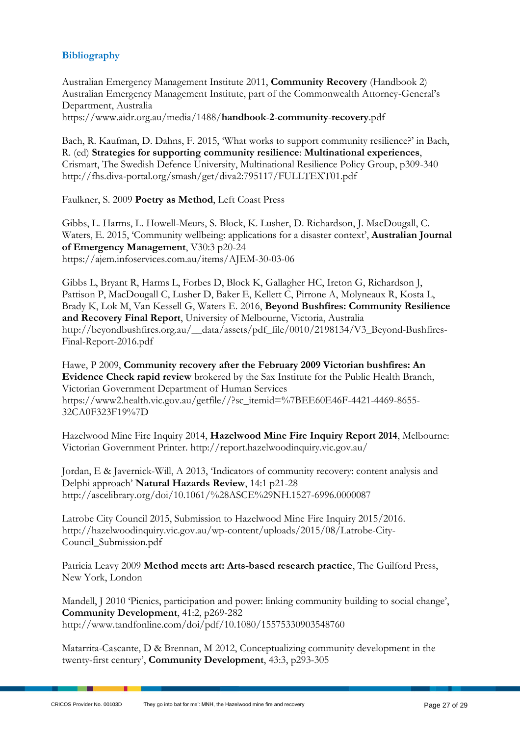## Bibliography

Australian Emergency Management Institute 2011, **Community Recovery** (Handbook 2) Australian Emergency Management Institute, part of the Commonwealth Attorney-General's Department, Australia
https://www.aidr.org.au/media/1488/**handbook-2-community-recovery**.pdf

Bach, R. Kaufman, D. Dahns, F. 2015, 'What works to support community resilience?' in Bach, R. (ed) **Strategies for supporting community resilience**: **Multinational experiences**, Crismart, The Swedish Defence University, Multinational Resilience Policy Group, p309-340
http://fhs.diva-portal.org/smash/get/diva2:795117/FULLTEXT01.pdf

Faulkner, S. 2009 **Poetry as Method**, Left Coast Press

Gibbs, L. Harms, L. Howell-Meurs, S. Block, K. Lusher, D. Richardson, J. MacDougall, C. Waters, E. 2015, 'Community wellbeing: applications for a disaster context', **Australian Journal of Emergency Management**, V30:3 p20-24
https://ajem.infoservices.com.au/items/AJEM-30-03-06

Gibbs L, Bryant R, Harms L, Forbes D, Block K, Gallagher HC, Ireton G, Richardson J, Pattison P, MacDougall C, Lusher D, Baker E, Kellett C, Pirrone A, Molyneaux R, Kosta L, Brady K, Lok M, Van Kessell G, Waters E. 2016, **Beyond Bushfires: Community Resilience and Recovery Final Report**, University of Melbourne, Victoria, Australia
http://beyondbushfires.org.au/__data/assets/pdf_file/0010/2198134/V3_Beyond-Bushfires-Final-Report-2016.pdf

Hawe, P 2009, **Community recovery after the February 2009 Victorian bushfires: An Evidence Check rapid review** brokered by the Sax Institute for the Public Health Branch, Victorian Government Department of Human Services
https://www2.health.vic.gov.au/getfile//?sc_itemid=%7BEE60E46F-4421-4469-8655-32CA0F323F19%7D

Hazelwood Mine Fire Inquiry 2014, **Hazelwood Mine Fire Inquiry Report 2014**, Melbourne: Victorian Government Printer. http://report.hazelwoodinquiry.vic.gov.au/

Jordan, E & Javernick-Will, A 2013, 'Indicators of community recovery: content analysis and Delphi approach' **Natural Hazards Review**, 14:1 p21-28
http://ascelibrary.org/doi/10.1061/%28ASCE%29NH.1527-6996.0000087

Latrobe City Council 2015, Submission to Hazelwood Mine Fire Inquiry 2015/2016.
http://hazelwoodinquiry.vic.gov.au/wp-content/uploads/2015/08/Latrobe-City-Council_Submission.pdf

Patricia Leavy 2009 **Method meets art: Arts-based research practice**, The Guilford Press, New York, London

Mandell, J 2010 'Picnics, participation and power: linking community building to social change', **Community Development**, 41:2, p269-282
http://www.tandfonline.com/doi/pdf/10.1080/15575330903548760

Matarrita-Cascante, D & Brennan, M 2012, Conceptualizing community development in the twenty-first century', **Community Development**, 43:3, p293-305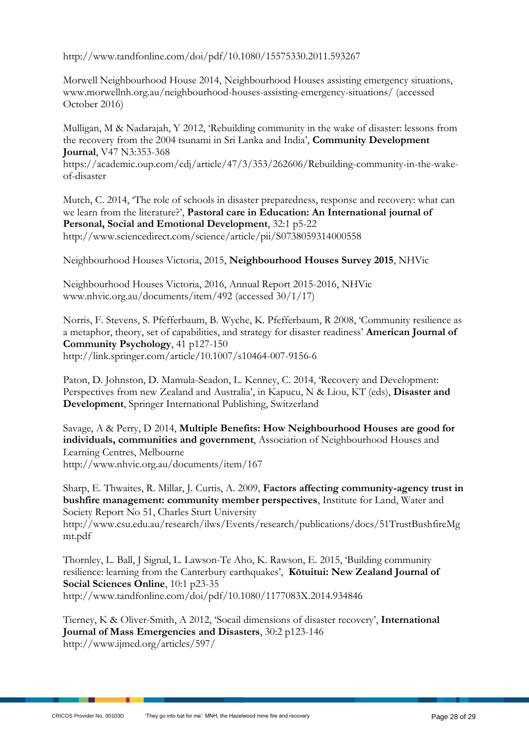http://www.tandfonline.com/doi/pdf/10.1080/15575330.2011.593267

Morwell Neighbourhood House 2014, Neighbourhood Houses assisting emergency situations, www.morwellnh.org.au/neighbourhood-houses-assisting-emergency-situations/ (accessed October 2016)

Mulligan, M & Nadarajah, Y 2012, 'Rebuilding community in the wake of disaster: lessons from the recovery from the 2004 tsunami in Sri Lanka and India', **Community Development Journal**, V47 N3:353-368
https://academic.oup.com/cdj/article/47/3/353/262606/Rebuilding-community-in-the-wake-of-disaster

Mutch, C. 2014, 'The role of schools in disaster preparedness, response and recovery: what can we learn from the literature?', **Pastoral care in Education: An International journal of Personal, Social and Emotional Development**, 32:1 p5-22
http://www.sciencedirect.com/science/article/pii/S0738059314000558

Neighbourhood Houses Victoria, 2015, **Neighbourhood Houses Survey 2015**, NHVic

Neighbourhood Houses Victoria, 2016, Annual Report 2015-2016, NHVic
www.nhvic.org.au/documents/item/492 (accessed 30/1/17)

Norris, F. Stevens, S. Pfefferbaum, B. Wyche, K. Pfefferbaum, R 2008, 'Community resilience as a metaphor, theory, set of capabilities, and strategy for disaster readiness' **American Journal of Community Psychology**, 41 p127-150
http://link.springer.com/article/10.1007/s10464-007-9156-6

Paton, D. Johnston, D. Mamula-Seadon, L. Kenney, C. 2014, 'Recovery and Development: Perspectives from new Zealand and Australia', in Kapucu, N & Liou, KT (eds), **Disaster and Development**, Springer International Publishing, Switzerland

Savage, A & Perry, D 2014, **Multiple Benefits: How Neighbourhood Houses are good for individuals, communities and government**, Association of Neighbourhood Houses and Learning Centres, Melbourne
http://www.nhvic.org.au/documents/item/167

Sharp, E. Thwaites, R. Millar, J. Curtis, A. 2009, **Factors affecting community-agency trust in bushfire management: community member perspectives**, Institute for Land, Water and Society Report No 51, Charles Sturt University
http://www.csu.edu.au/research/ilws/Events/research/publications/docs/51TrustBushfireMgmt.pdf

Thornley, L. Ball, J Signal, L. Lawson-Te Aho, K. Rawson, E. 2015, 'Building community resilience: learning from the Canterbury earthquakes', **Kōtuitui: New Zealand Journal of Social Sciences Online**, 10:1 p23-35
http://www.tandfonline.com/doi/pdf/10.1080/1177083X.2014.934846

Tierney, K & Oliver-Smith, A 2012, 'Socail dimensions of disaster recovery', **International Journal of Mass Emergencies and Disasters**, 30:2 p123-146
http://www.ijmed.org/articles/597/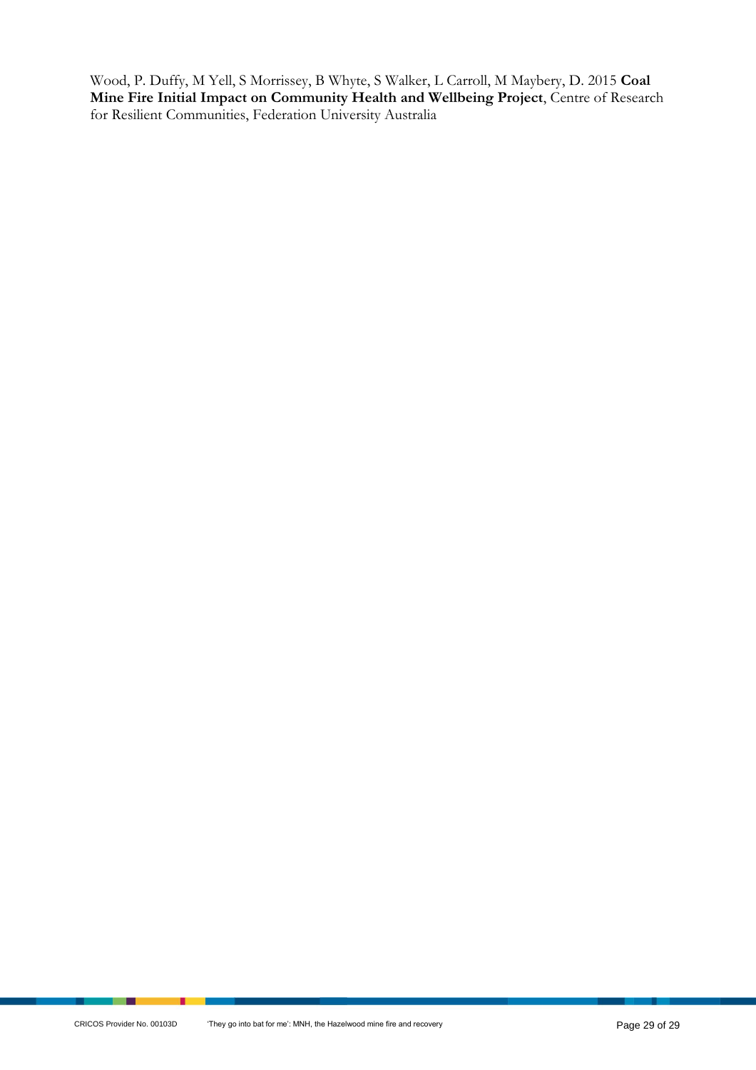Wood, P. Duffy, M Yell, S Morrissey, B Whyte, S Walker, L Carroll, M Maybery, D. 2015 **Coal Mine Fire Initial Impact on Community Health and Wellbeing Project**, Centre of Research for Resilient Communities, Federation University Australia